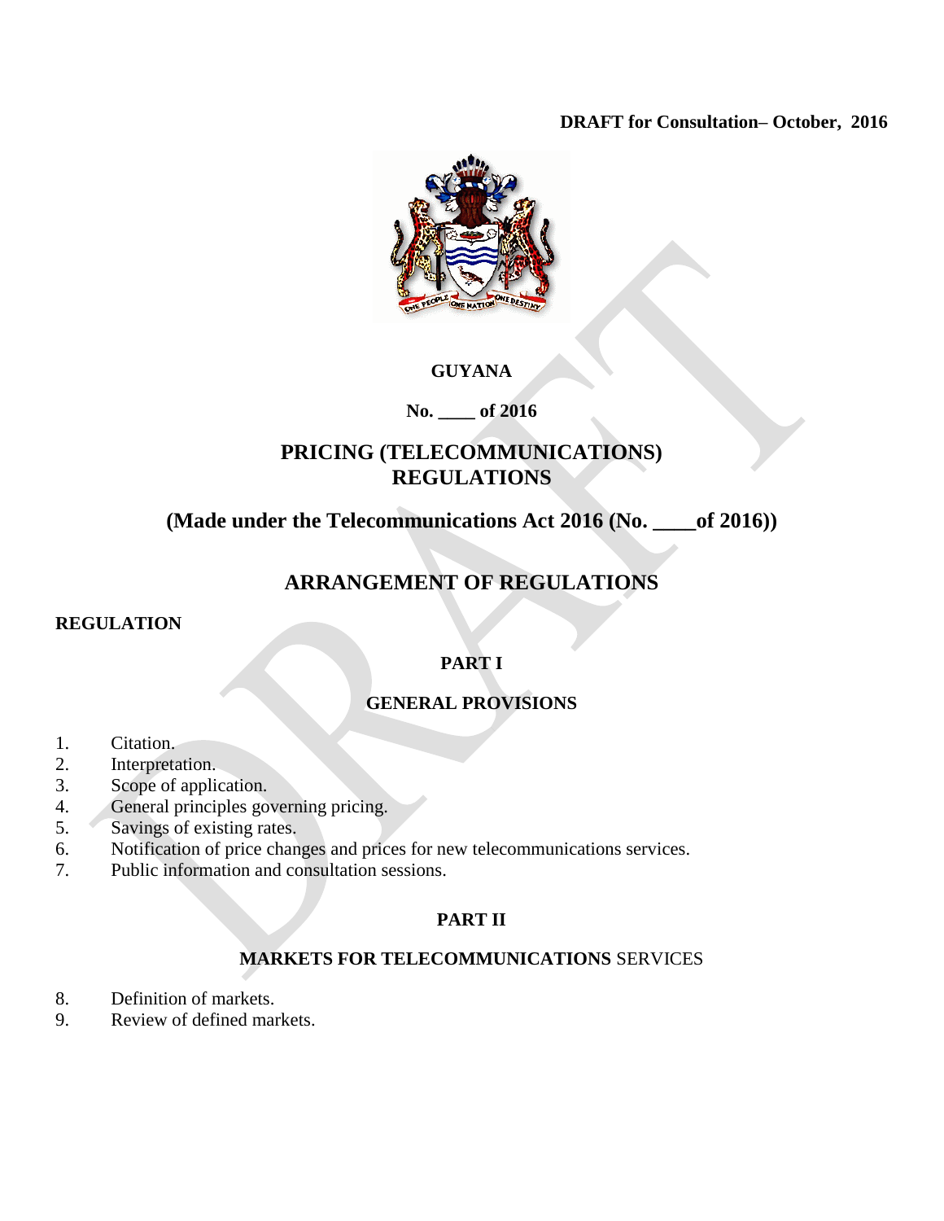**DRAFT for Consultation– October, 2016**

# GUYANA

**No. ____ of 2016**

# PRICING (TELECOMMUNICATIONS) REGULATIONS

## (Made under the Telecommunications Act 2016 (No. ____of 2016))

## ARRANGEMENT OF REGULATIONS

**REGULATION**

### PART I

### GENERAL PROVISIONS

1. Citation.
2. Interpretation.
3. Scope of application.
4. General principles governing pricing.
5. Savings of existing rates.
6. Notification of price changes and prices for new telecommunications services.
7. Public information and consultation sessions.

### PART II

### MARKETS FOR TELECOMMUNICATIONS SERVICES

8. Definition of markets.
9. Review of defined markets.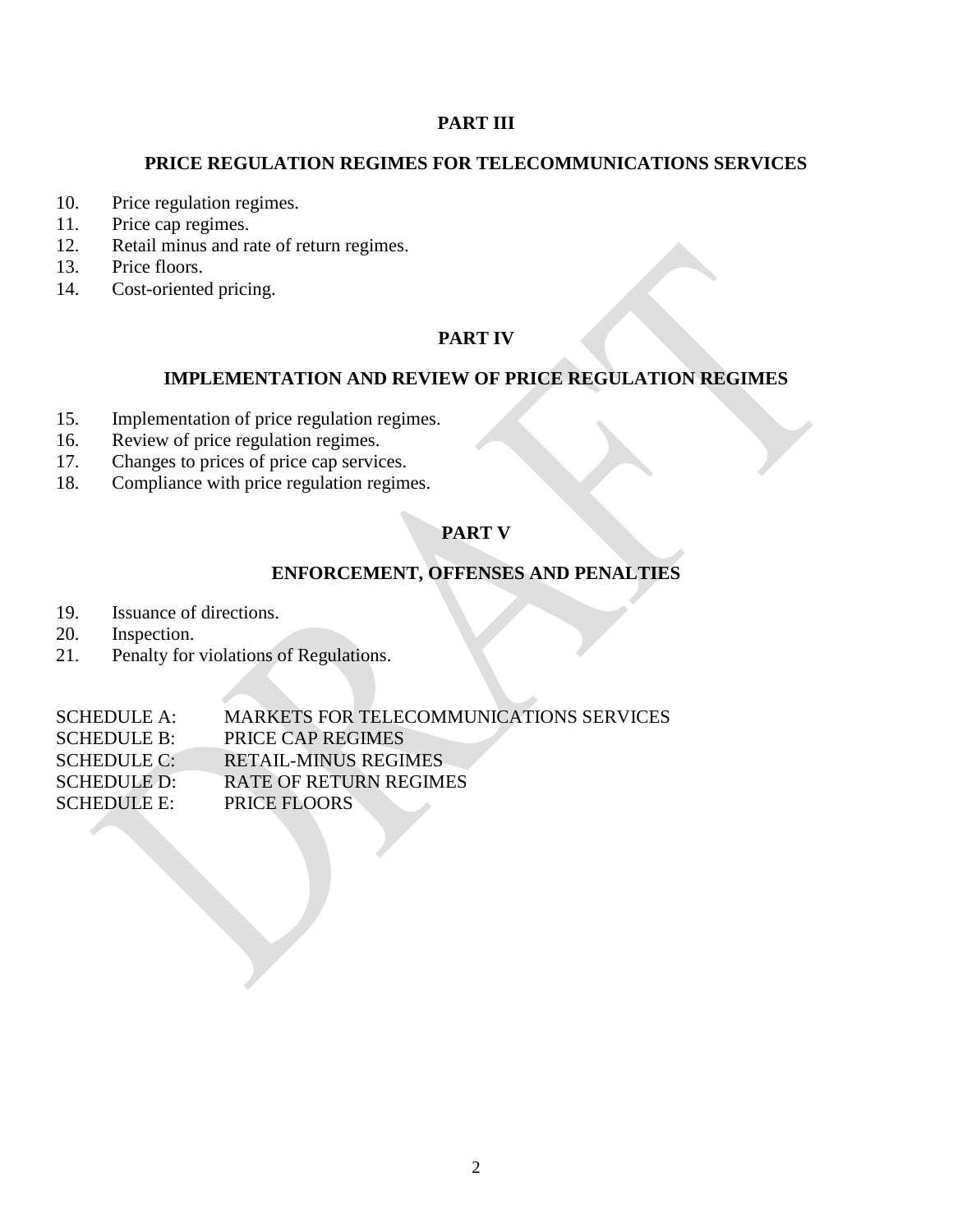**PART III**

**PRICE REGULATION REGIMES FOR TELECOMMUNICATIONS SERVICES**

10. Price regulation regimes.
11. Price cap regimes.
12. Retail minus and rate of return regimes.
13. Price floors.
14. Cost-oriented pricing.

**PART IV**

**IMPLEMENTATION AND REVIEW OF PRICE REGULATION REGIMES**

15. Implementation of price regulation regimes.
16. Review of price regulation regimes.
17. Changes to prices of price cap services.
18. Compliance with price regulation regimes.

**PART V**

**ENFORCEMENT, OFFENSES AND PENALTIES**

19. Issuance of directions.
20. Inspection.
21. Penalty for violations of Regulations.

SCHEDULE A: MARKETS FOR TELECOMMUNICATIONS SERVICES
SCHEDULE B: PRICE CAP REGIMES
SCHEDULE C: RETAIL-MINUS REGIMES
SCHEDULE D: RATE OF RETURN REGIMES
SCHEDULE E: PRICE FLOORS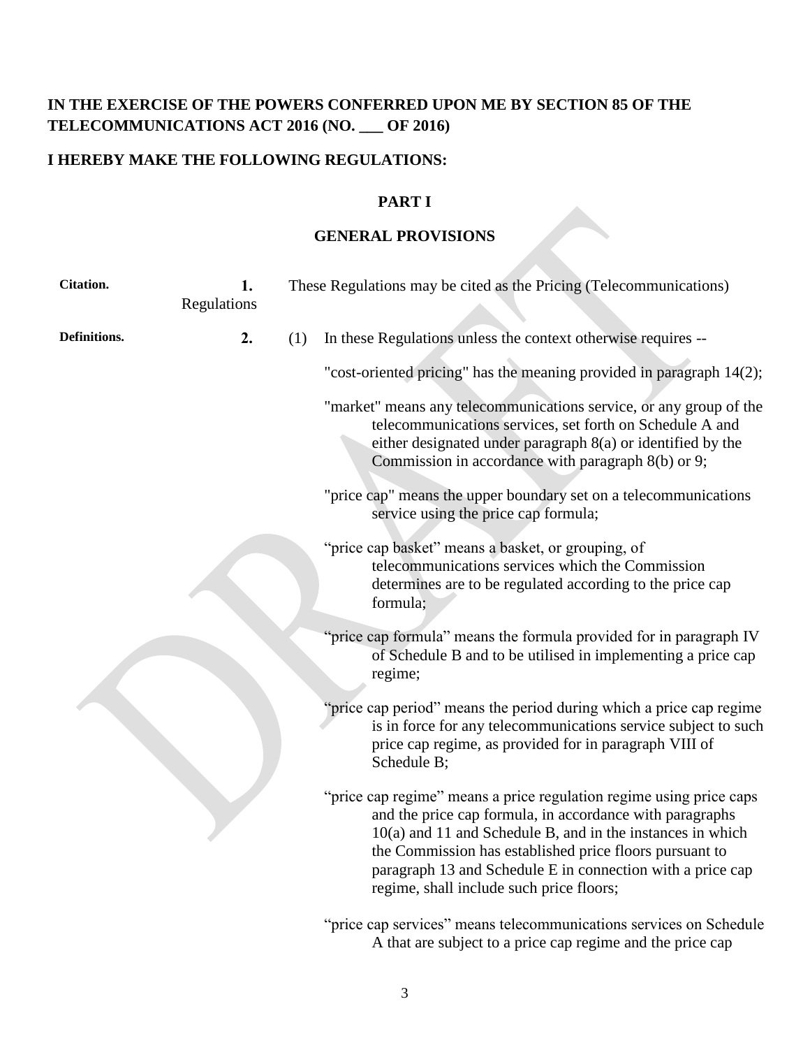**IN THE EXERCISE OF THE POWERS CONFERRED UPON ME BY SECTION 85 OF THE TELECOMMUNICATIONS ACT 2016 (NO. ___ OF 2016)**

**I HEREBY MAKE THE FOLLOWING REGULATIONS:**

## PART I

## GENERAL PROVISIONS

**Citation.**

**1.** These Regulations may be cited as the Pricing (Telecommunications) Regulations

**Definitions.**

**2.** (1) In these Regulations unless the context otherwise requires --

"cost-oriented pricing" has the meaning provided in paragraph 14(2);

"market" means any telecommunications service, or any group of the telecommunications services, set forth on Schedule A and either designated under paragraph 8(a) or identified by the Commission in accordance with paragraph 8(b) or 9;

"price cap" means the upper boundary set on a telecommunications service using the price cap formula;

"price cap basket" means a basket, or grouping, of telecommunications services which the Commission determines are to be regulated according to the price cap formula;

"price cap formula" means the formula provided for in paragraph IV of Schedule B and to be utilised in implementing a price cap regime;

"price cap period" means the period during which a price cap regime is in force for any telecommunications service subject to such price cap regime, as provided for in paragraph VIII of Schedule B;

"price cap regime" means a price regulation regime using price caps and the price cap formula, in accordance with paragraphs 10(a) and 11 and Schedule B, and in the instances in which the Commission has established price floors pursuant to paragraph 13 and Schedule E in connection with a price cap regime, shall include such price floors;

"price cap services" means telecommunications services on Schedule A that are subject to a price cap regime and the price cap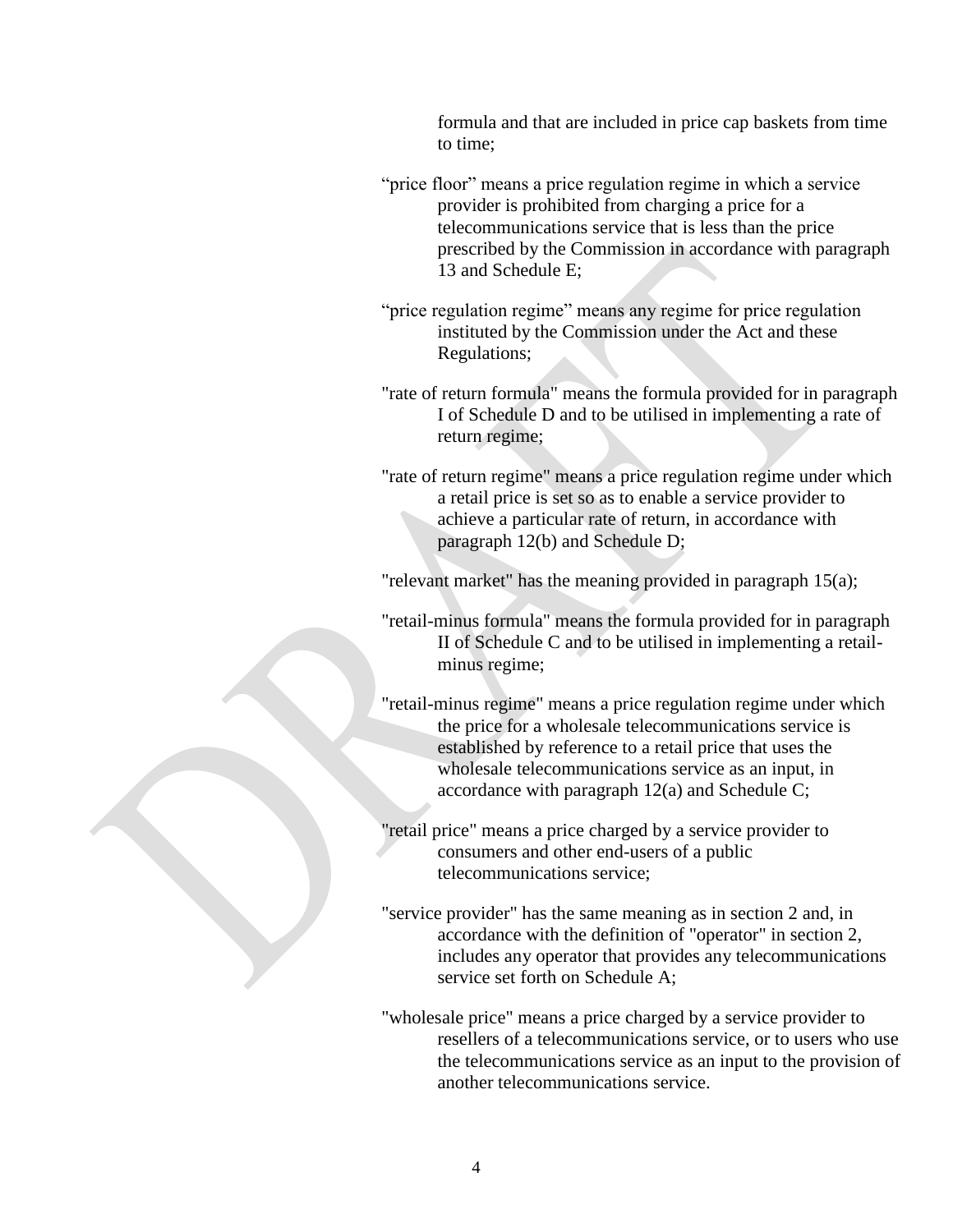formula and that are included in price cap baskets from time to time;

“price floor” means a price regulation regime in which a service provider is prohibited from charging a price for a telecommunications service that is less than the price prescribed by the Commission in accordance with paragraph 13 and Schedule E;

“price regulation regime” means any regime for price regulation instituted by the Commission under the Act and these Regulations;

"rate of return formula" means the formula provided for in paragraph I of Schedule D and to be utilised in implementing a rate of return regime;

"rate of return regime" means a price regulation regime under which a retail price is set so as to enable a service provider to achieve a particular rate of return, in accordance with paragraph 12(b) and Schedule D;

"relevant market" has the meaning provided in paragraph 15(a);

"retail-minus formula" means the formula provided for in paragraph II of Schedule C and to be utilised in implementing a retail-minus regime;

"retail-minus regime" means a price regulation regime under which the price for a wholesale telecommunications service is established by reference to a retail price that uses the wholesale telecommunications service as an input, in accordance with paragraph 12(a) and Schedule C;

"retail price" means a price charged by a service provider to consumers and other end-users of a public telecommunications service;

"service provider" has the same meaning as in section 2 and, in accordance with the definition of "operator" in section 2, includes any operator that provides any telecommunications service set forth on Schedule A;

"wholesale price" means a price charged by a service provider to resellers of a telecommunications service, or to users who use the telecommunications service as an input to the provision of another telecommunications service.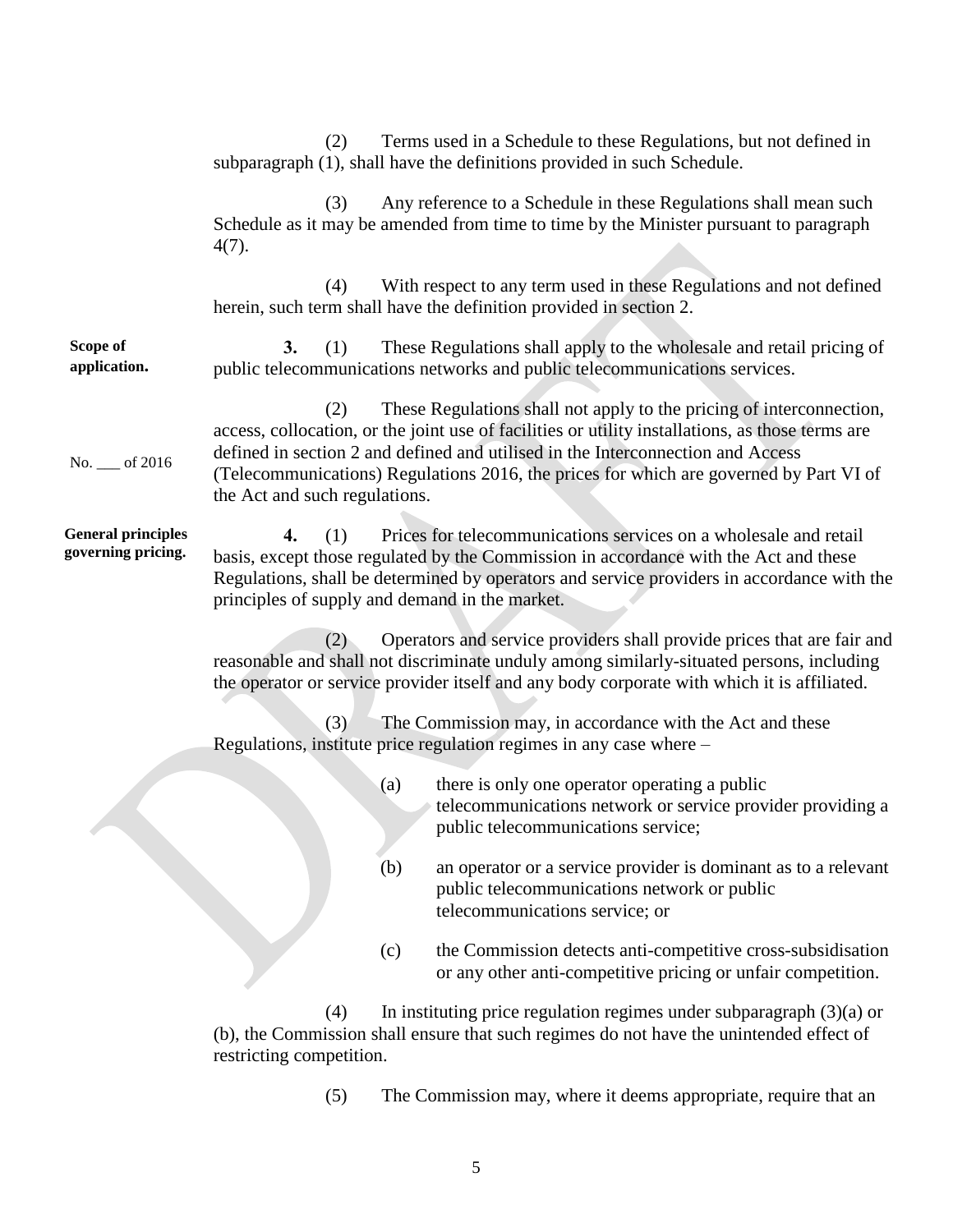(2) Terms used in a Schedule to these Regulations, but not defined in subparagraph (1), shall have the definitions provided in such Schedule.

(3) Any reference to a Schedule in these Regulations shall mean such Schedule as it may be amended from time to time by the Minister pursuant to paragraph 4(7).

(4) With respect to any term used in these Regulations and not defined herein, such term shall have the definition provided in section 2.

**Scope of application.**

**3.** (1) These Regulations shall apply to the wholesale and retail pricing of public telecommunications networks and public telecommunications services.

(2) These Regulations shall not apply to the pricing of interconnection, access, collocation, or the joint use of facilities or utility installations, as those terms are defined in section 2 and defined and utilised in the Interconnection and Access (Telecommunications) Regulations 2016, the prices for which are governed by Part VI of the Act and such regulations.

No. ___ of 2016

**General principles governing pricing.**

**4.** (1) Prices for telecommunications services on a wholesale and retail basis, except those regulated by the Commission in accordance with the Act and these Regulations, shall be determined by operators and service providers in accordance with the principles of supply and demand in the market.

(2) Operators and service providers shall provide prices that are fair and reasonable and shall not discriminate unduly among similarly-situated persons, including the operator or service provider itself and any body corporate with which it is affiliated.

(3) The Commission may, in accordance with the Act and these Regulations, institute price regulation regimes in any case where –

(a) there is only one operator operating a public telecommunications network or service provider providing a public telecommunications service;

(b) an operator or a service provider is dominant as to a relevant public telecommunications network or public telecommunications service; or

(c) the Commission detects anti-competitive cross-subsidisation or any other anti-competitive pricing or unfair competition.

(4) In instituting price regulation regimes under subparagraph (3)(a) or (b), the Commission shall ensure that such regimes do not have the unintended effect of restricting competition.

(5) The Commission may, where it deems appropriate, require that an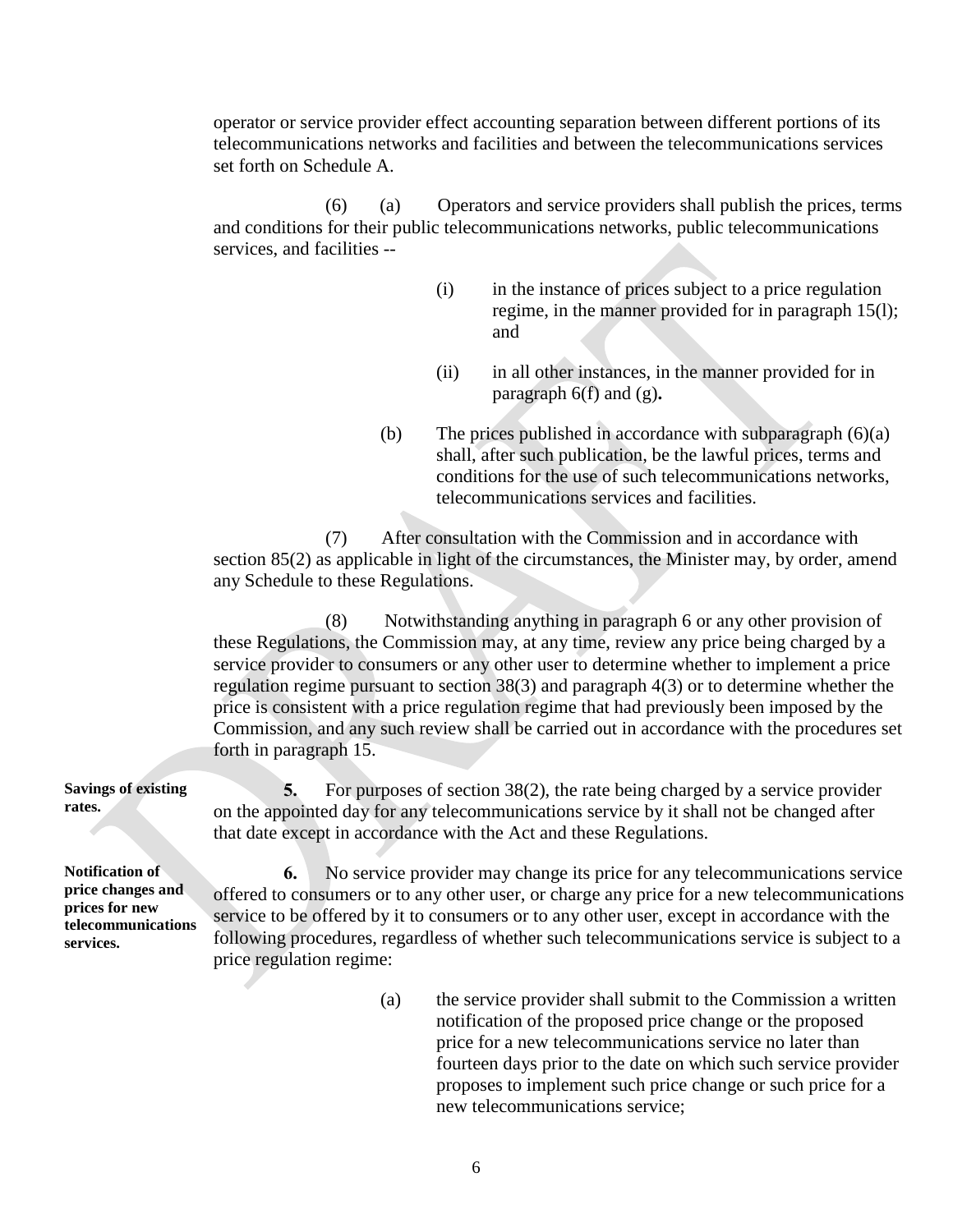operator or service provider effect accounting separation between different portions of its telecommunications networks and facilities and between the telecommunications services set forth on Schedule A.

(6) (a) Operators and service providers shall publish the prices, terms and conditions for their public telecommunications networks, public telecommunications services, and facilities --

> (i) in the instance of prices subject to a price regulation regime, in the manner provided for in paragraph 15(l); and
>
> (ii) in all other instances, in the manner provided for in paragraph 6(f) and (g)**.**

(b) The prices published in accordance with subparagraph (6)(a) shall, after such publication, be the lawful prices, terms and conditions for the use of such telecommunications networks, telecommunications services and facilities.

(7) After consultation with the Commission and in accordance with section 85(2) as applicable in light of the circumstances, the Minister may, by order, amend any Schedule to these Regulations.

(8) Notwithstanding anything in paragraph 6 or any other provision of these Regulations, the Commission may, at any time, review any price being charged by a service provider to consumers or any other user to determine whether to implement a price regulation regime pursuant to section 38(3) and paragraph 4(3) or to determine whether the price is consistent with a price regulation regime that had previously been imposed by the Commission, and any such review shall be carried out in accordance with the procedures set forth in paragraph 15.

**Savings of existing rates.**

**5.** For purposes of section 38(2), the rate being charged by a service provider on the appointed day for any telecommunications service by it shall not be changed after that date except in accordance with the Act and these Regulations.

**Notification of price changes and prices for new telecommunications services.**

**6.** No service provider may change its price for any telecommunications service offered to consumers or to any other user, or charge any price for a new telecommunications service to be offered by it to consumers or to any other user, except in accordance with the following procedures, regardless of whether such telecommunications service is subject to a price regulation regime:

> (a) the service provider shall submit to the Commission a written notification of the proposed price change or the proposed price for a new telecommunications service no later than fourteen days prior to the date on which such service provider proposes to implement such price change or such price for a new telecommunications service;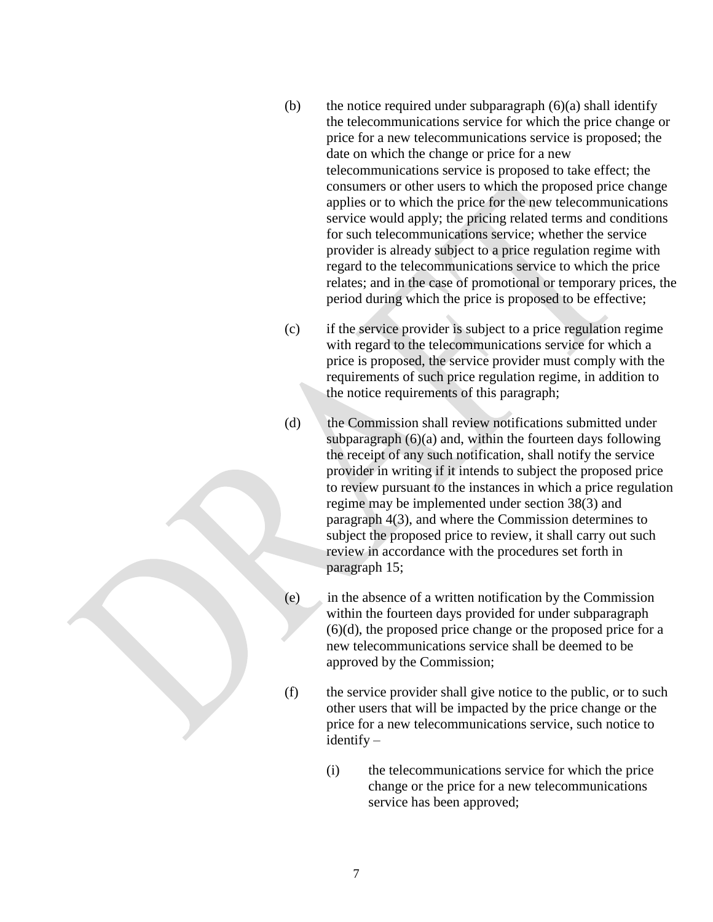(b) the notice required under subparagraph (6)(a) shall identify the telecommunications service for which the price change or price for a new telecommunications service is proposed; the date on which the change or price for a new telecommunications service is proposed to take effect; the consumers or other users to which the proposed price change applies or to which the price for the new telecommunications service would apply; the pricing related terms and conditions for such telecommunications service; whether the service provider is already subject to a price regulation regime with regard to the telecommunications service to which the price relates; and in the case of promotional or temporary prices, the period during which the price is proposed to be effective;

(c) if the service provider is subject to a price regulation regime with regard to the telecommunications service for which a price is proposed, the service provider must comply with the requirements of such price regulation regime, in addition to the notice requirements of this paragraph;

(d) the Commission shall review notifications submitted under subparagraph (6)(a) and, within the fourteen days following the receipt of any such notification, shall notify the service provider in writing if it intends to subject the proposed price to review pursuant to the instances in which a price regulation regime may be implemented under section 38(3) and paragraph 4(3), and where the Commission determines to subject the proposed price to review, it shall carry out such review in accordance with the procedures set forth in paragraph 15;

(e) in the absence of a written notification by the Commission within the fourteen days provided for under subparagraph (6)(d), the proposed price change or the proposed price for a new telecommunications service shall be deemed to be approved by the Commission;

(f) the service provider shall give notice to the public, or to such other users that will be impacted by the price change or the price for a new telecommunications service, such notice to identify –

   (i) the telecommunications service for which the price change or the price for a new telecommunications service has been approved;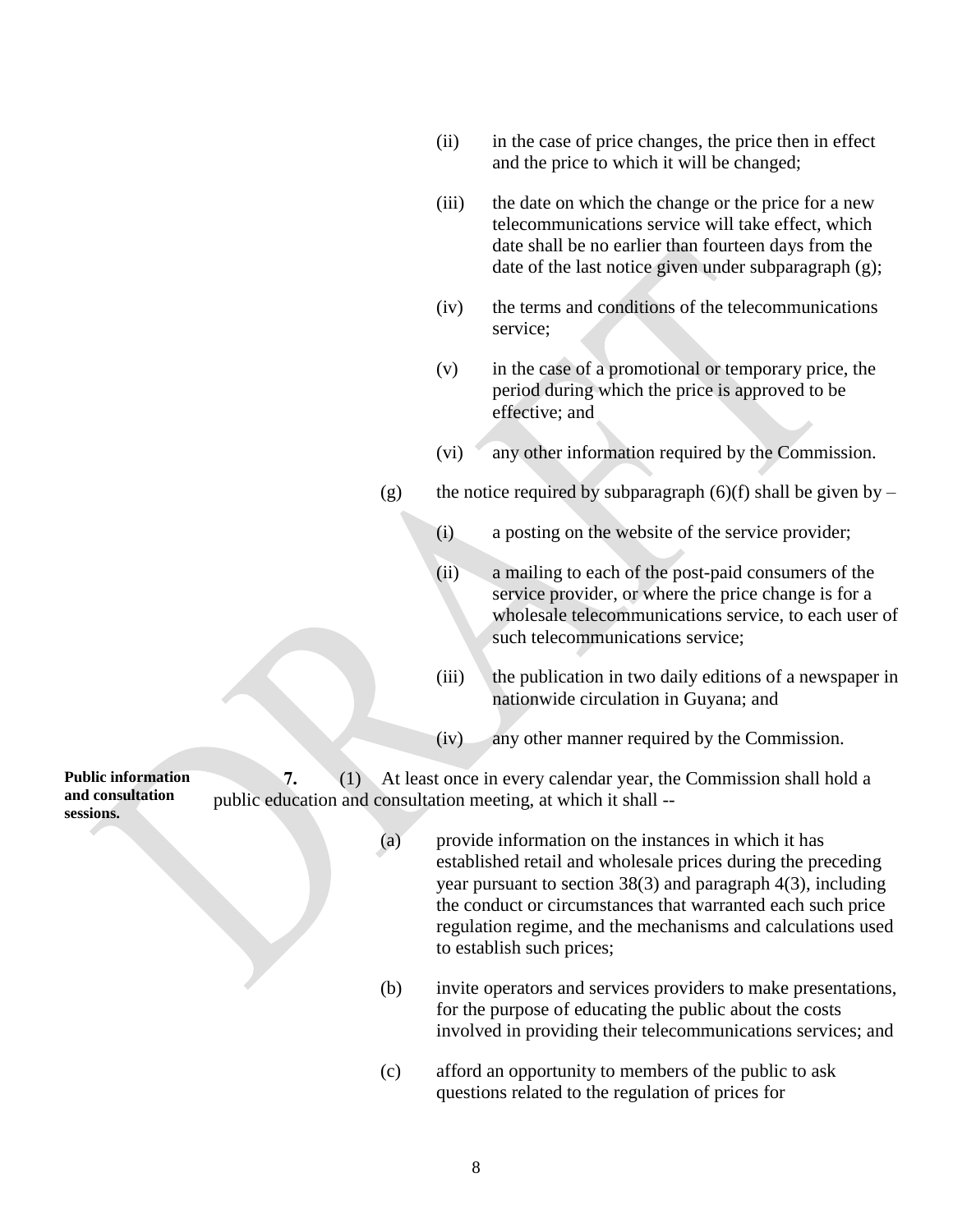(ii) in the case of price changes, the price then in effect and the price to which it will be changed;

(iii) the date on which the change or the price for a new telecommunications service will take effect, which date shall be no earlier than fourteen days from the date of the last notice given under subparagraph (g);

(iv) the terms and conditions of the telecommunications service;

(v) in the case of a promotional or temporary price, the period during which the price is approved to be effective; and

(vi) any other information required by the Commission.

(g) the notice required by subparagraph (6)(f) shall be given by –

(i) a posting on the website of the service provider;

(ii) a mailing to each of the post-paid consumers of the service provider, or where the price change is for a wholesale telecommunications service, to each user of such telecommunications service;

(iii) the publication in two daily editions of a newspaper in nationwide circulation in Guyana; and

(iv) any other manner required by the Commission.

**Public information and consultation sessions.**

**7.** (1) At least once in every calendar year, the Commission shall hold a public education and consultation meeting, at which it shall --

(a) provide information on the instances in which it has established retail and wholesale prices during the preceding year pursuant to section 38(3) and paragraph 4(3), including the conduct or circumstances that warranted each such price regulation regime, and the mechanisms and calculations used to establish such prices;

(b) invite operators and services providers to make presentations, for the purpose of educating the public about the costs involved in providing their telecommunications services; and

(c) afford an opportunity to members of the public to ask questions related to the regulation of prices for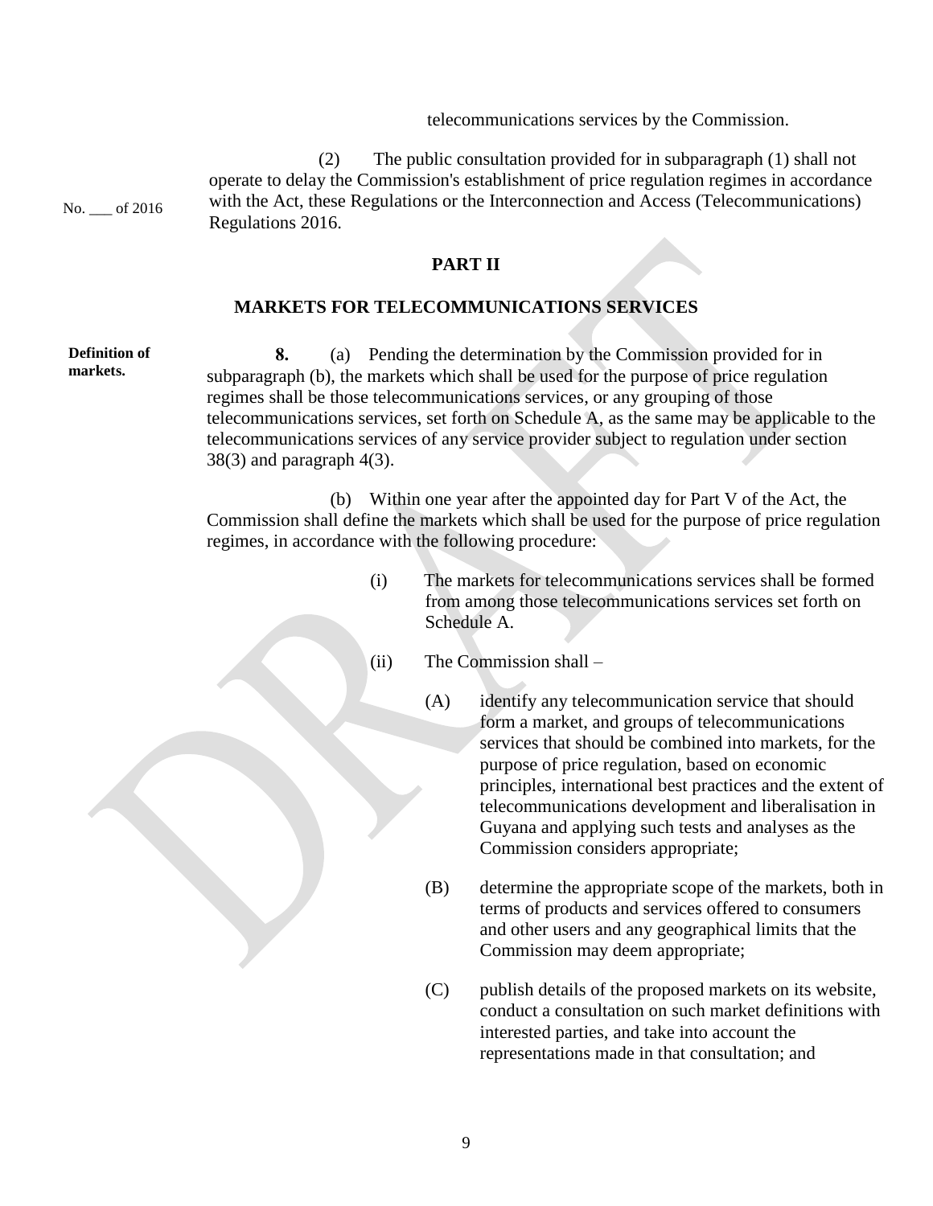telecommunications services by the Commission.

(2) The public consultation provided for in subparagraph (1) shall not operate to delay the Commission's establishment of price regulation regimes in accordance with the Act, these Regulations or the Interconnection and Access (Telecommunications) Regulations 2016.

No. ___ of 2016

## PART II

## MARKETS FOR TELECOMMUNICATIONS SERVICES

**Definition of markets.**

**8.** (a) Pending the determination by the Commission provided for in subparagraph (b), the markets which shall be used for the purpose of price regulation regimes shall be those telecommunications services, or any grouping of those telecommunications services, set forth on Schedule A, as the same may be applicable to the telecommunications services of any service provider subject to regulation under section 38(3) and paragraph 4(3).

(b) Within one year after the appointed day for Part V of the Act, the Commission shall define the markets which shall be used for the purpose of price regulation regimes, in accordance with the following procedure:

(i) The markets for telecommunications services shall be formed from among those telecommunications services set forth on Schedule A.

(ii) The Commission shall –

(A) identify any telecommunication service that should form a market, and groups of telecommunications services that should be combined into markets, for the purpose of price regulation, based on economic principles, international best practices and the extent of telecommunications development and liberalisation in Guyana and applying such tests and analyses as the Commission considers appropriate;

(B) determine the appropriate scope of the markets, both in terms of products and services offered to consumers and other users and any geographical limits that the Commission may deem appropriate;

(C) publish details of the proposed markets on its website, conduct a consultation on such market definitions with interested parties, and take into account the representations made in that consultation; and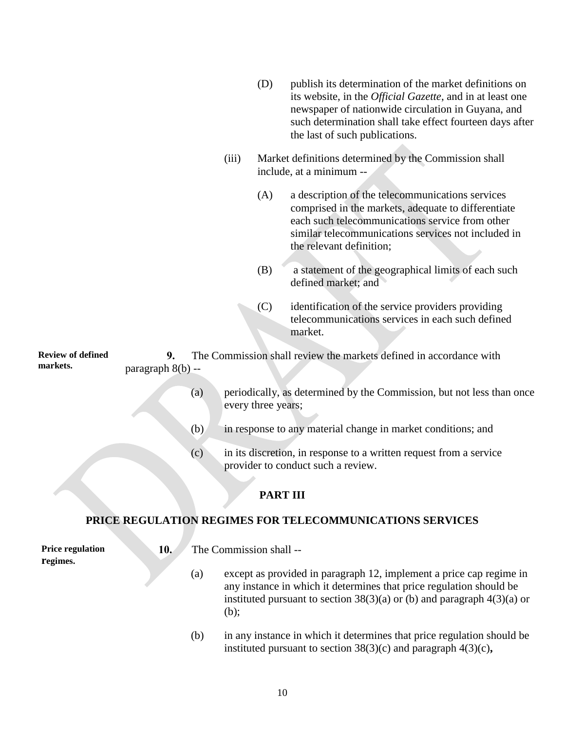(D) publish its determination of the market definitions on its website, in the *Official Gazette*, and in at least one newspaper of nationwide circulation in Guyana, and such determination shall take effect fourteen days after the last of such publications.

(iii) Market definitions determined by the Commission shall include, at a minimum --

(A) a description of the telecommunications services comprised in the markets, adequate to differentiate each such telecommunications service from other similar telecommunications services not included in the relevant definition;

(B) a statement of the geographical limits of each such defined market; and

(C) identification of the service providers providing telecommunications services in each such defined market.

**Review of defined markets.**

**9.** The Commission shall review the markets defined in accordance with paragraph 8(b) --

(a) periodically, as determined by the Commission, but not less than once every three years;

(b) in response to any material change in market conditions; and

(c) in its discretion, in response to a written request from a service provider to conduct such a review.

## PART III

## PRICE REGULATION REGIMES FOR TELECOMMUNICATIONS SERVICES

**Price regulation regimes.**

**10.** The Commission shall --

(a) except as provided in paragraph 12, implement a price cap regime in any instance in which it determines that price regulation should be instituted pursuant to section 38(3)(a) or (b) and paragraph 4(3)(a) or (b);

(b) in any instance in which it determines that price regulation should be instituted pursuant to section 38(3)(c) and paragraph 4(3)(c),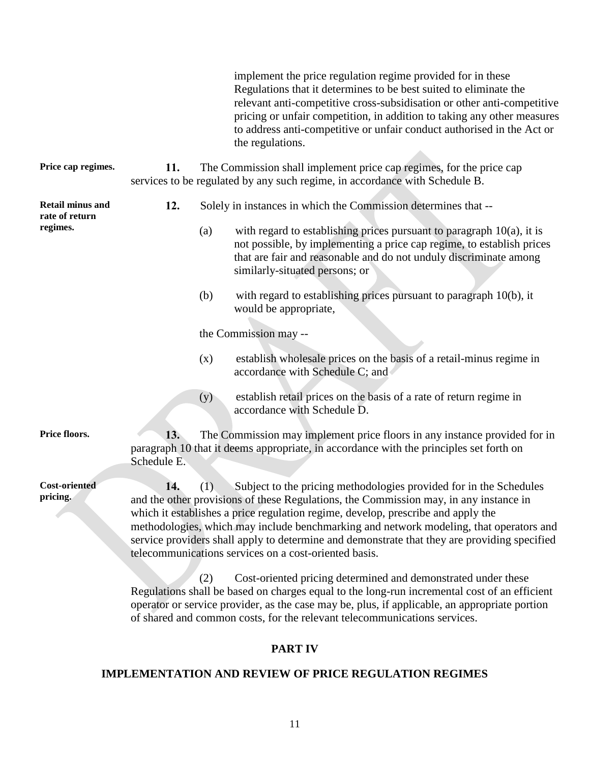implement the price regulation regime provided for in these Regulations that it determines to be best suited to eliminate the relevant anti-competitive cross-subsidisation or other anti-competitive pricing or unfair competition, in addition to taking any other measures to address anti-competitive or unfair conduct authorised in the Act or the regulations.

**Price cap regimes.**

**11.** The Commission shall implement price cap regimes, for the price cap services to be regulated by any such regime, in accordance with Schedule B.

**Retail minus and rate of return regimes.**

**12.** Solely in instances in which the Commission determines that --

(a) with regard to establishing prices pursuant to paragraph 10(a), it is not possible, by implementing a price cap regime, to establish prices that are fair and reasonable and do not unduly discriminate among similarly-situated persons; or

(b) with regard to establishing prices pursuant to paragraph 10(b), it would be appropriate,

the Commission may --

(x) establish wholesale prices on the basis of a retail-minus regime in accordance with Schedule C; and

(y) establish retail prices on the basis of a rate of return regime in accordance with Schedule D.

**Price floors.**

**13.** The Commission may implement price floors in any instance provided for in paragraph 10 that it deems appropriate, in accordance with the principles set forth on Schedule E.

**Cost-oriented pricing.**

**14.** (1) Subject to the pricing methodologies provided for in the Schedules and the other provisions of these Regulations, the Commission may, in any instance in which it establishes a price regulation regime, develop, prescribe and apply the methodologies, which may include benchmarking and network modeling, that operators and service providers shall apply to determine and demonstrate that they are providing specified telecommunications services on a cost-oriented basis.

(2) Cost-oriented pricing determined and demonstrated under these Regulations shall be based on charges equal to the long-run incremental cost of an efficient operator or service provider, as the case may be, plus, if applicable, an appropriate portion of shared and common costs, for the relevant telecommunications services.

## PART IV

## IMPLEMENTATION AND REVIEW OF PRICE REGULATION REGIMES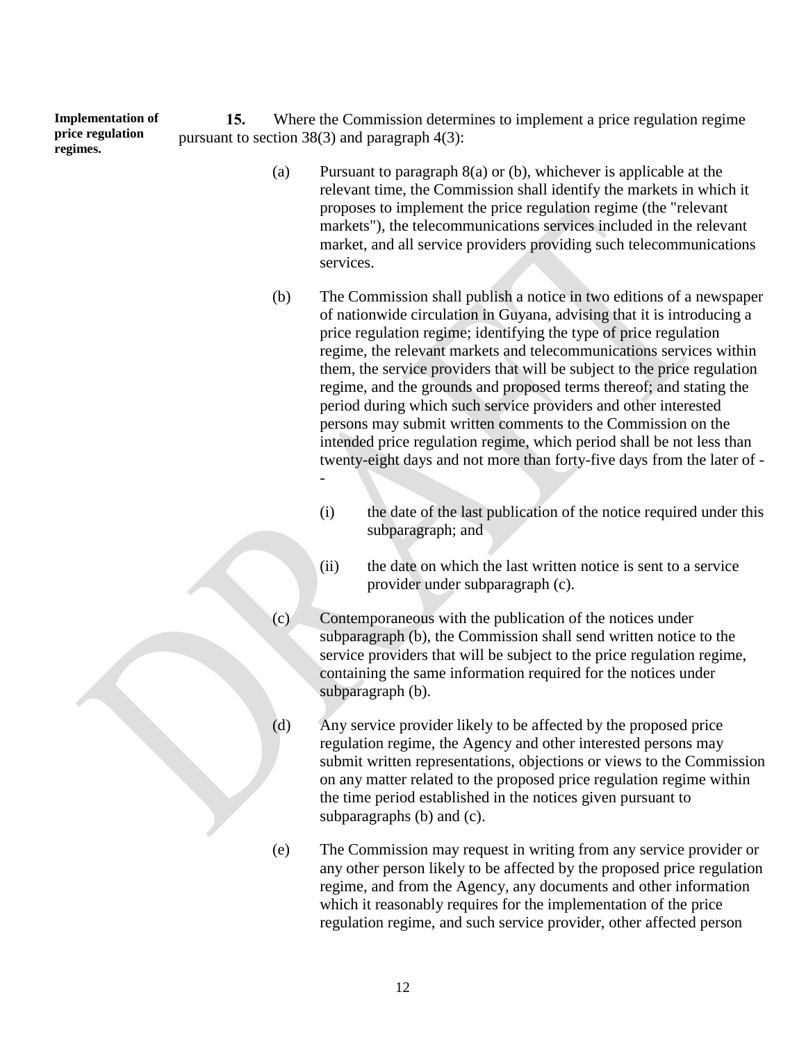**Implementation of price regulation regimes.**

**15.** Where the Commission determines to implement a price regulation regime pursuant to section 38(3) and paragraph 4(3):

(a) Pursuant to paragraph 8(a) or (b), whichever is applicable at the relevant time, the Commission shall identify the markets in which it proposes to implement the price regulation regime (the "relevant markets"), the telecommunications services included in the relevant market, and all service providers providing such telecommunications services.

(b) The Commission shall publish a notice in two editions of a newspaper of nationwide circulation in Guyana, advising that it is introducing a price regulation regime; identifying the type of price regulation regime, the relevant markets and telecommunications services within them, the service providers that will be subject to the price regulation regime, and the grounds and proposed terms thereof; and stating the period during which such service providers and other interested persons may submit written comments to the Commission on the intended price regulation regime, which period shall be not less than twenty-eight days and not more than forty-five days from the later of --

(i) the date of the last publication of the notice required under this subparagraph; and

(ii) the date on which the last written notice is sent to a service provider under subparagraph (c).

(c) Contemporaneous with the publication of the notices under subparagraph (b), the Commission shall send written notice to the service providers that will be subject to the price regulation regime, containing the same information required for the notices under subparagraph (b).

(d) Any service provider likely to be affected by the proposed price regulation regime, the Agency and other interested persons may submit written representations, objections or views to the Commission on any matter related to the proposed price regulation regime within the time period established in the notices given pursuant to subparagraphs (b) and (c).

(e) The Commission may request in writing from any service provider or any other person likely to be affected by the proposed price regulation regime, and from the Agency, any documents and other information which it reasonably requires for the implementation of the price regulation regime, and such service provider, other affected person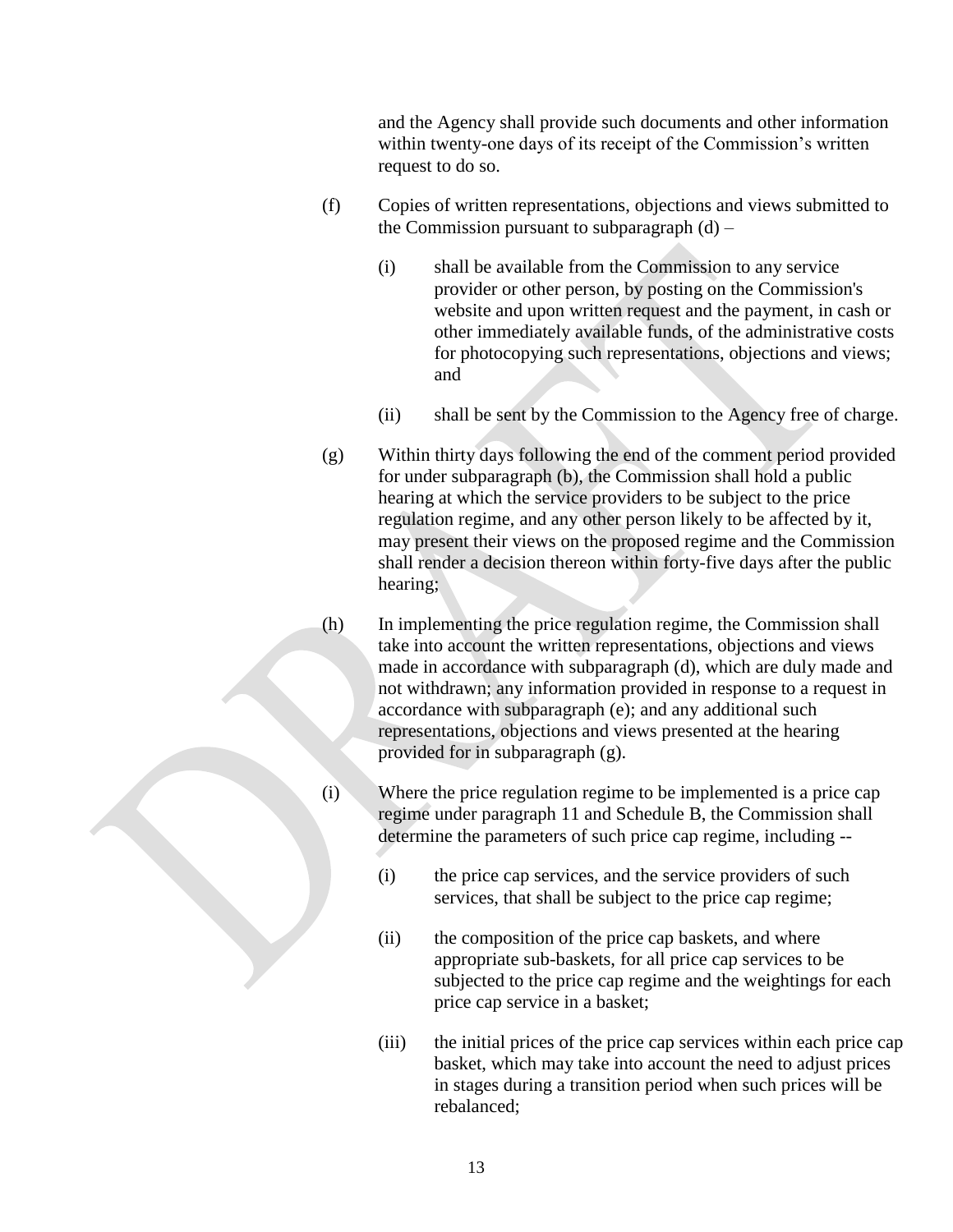and the Agency shall provide such documents and other information within twenty-one days of its receipt of the Commission's written request to do so.

(f) Copies of written representations, objections and views submitted to the Commission pursuant to subparagraph (d) –

   (i) shall be available from the Commission to any service provider or other person, by posting on the Commission's website and upon written request and the payment, in cash or other immediately available funds, of the administrative costs for photocopying such representations, objections and views; and

   (ii) shall be sent by the Commission to the Agency free of charge.

(g) Within thirty days following the end of the comment period provided for under subparagraph (b), the Commission shall hold a public hearing at which the service providers to be subject to the price regulation regime, and any other person likely to be affected by it, may present their views on the proposed regime and the Commission shall render a decision thereon within forty-five days after the public hearing;

(h) In implementing the price regulation regime, the Commission shall take into account the written representations, objections and views made in accordance with subparagraph (d), which are duly made and not withdrawn; any information provided in response to a request in accordance with subparagraph (e); and any additional such representations, objections and views presented at the hearing provided for in subparagraph (g).

(i) Where the price regulation regime to be implemented is a price cap regime under paragraph 11 and Schedule B, the Commission shall determine the parameters of such price cap regime, including --

   (i) the price cap services, and the service providers of such services, that shall be subject to the price cap regime;

   (ii) the composition of the price cap baskets, and where appropriate sub-baskets, for all price cap services to be subjected to the price cap regime and the weightings for each price cap service in a basket;

   (iii) the initial prices of the price cap services within each price cap basket, which may take into account the need to adjust prices in stages during a transition period when such prices will be rebalanced;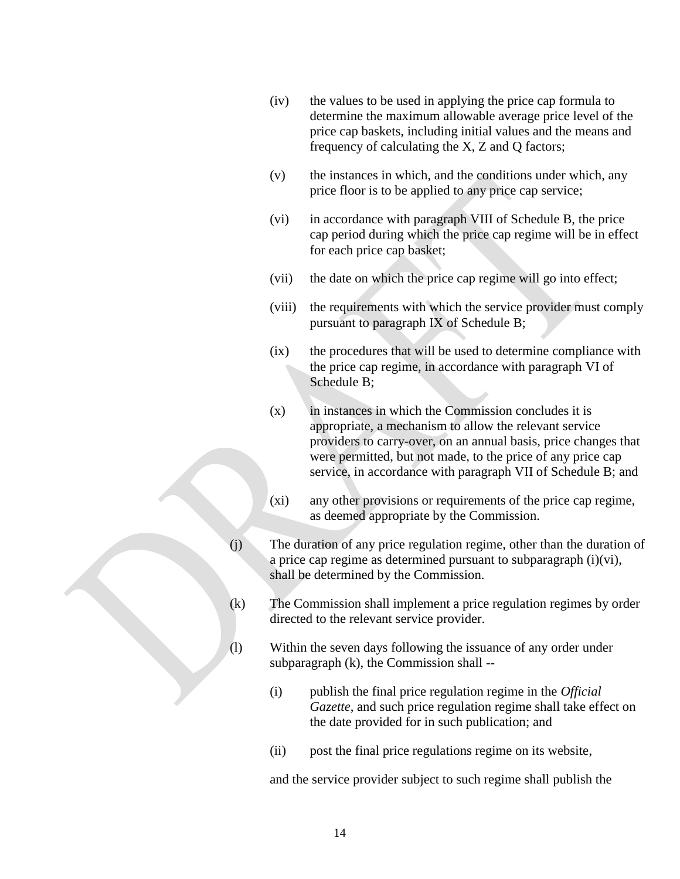(iv) the values to be used in applying the price cap formula to determine the maximum allowable average price level of the price cap baskets, including initial values and the means and frequency of calculating the X, Z and Q factors;

(v) the instances in which, and the conditions under which, any price floor is to be applied to any price cap service;

(vi) in accordance with paragraph VIII of Schedule B, the price cap period during which the price cap regime will be in effect for each price cap basket;

(vii) the date on which the price cap regime will go into effect;

(viii) the requirements with which the service provider must comply pursuant to paragraph IX of Schedule B;

(ix) the procedures that will be used to determine compliance with the price cap regime, in accordance with paragraph VI of Schedule B;

(x) in instances in which the Commission concludes it is appropriate, a mechanism to allow the relevant service providers to carry-over, on an annual basis, price changes that were permitted, but not made, to the price of any price cap service, in accordance with paragraph VII of Schedule B; and

(xi) any other provisions or requirements of the price cap regime, as deemed appropriate by the Commission.

(j) The duration of any price regulation regime, other than the duration of a price cap regime as determined pursuant to subparagraph (i)(vi), shall be determined by the Commission.

(k) The Commission shall implement a price regulation regimes by order directed to the relevant service provider.

(l) Within the seven days following the issuance of any order under subparagraph (k), the Commission shall --

(i) publish the final price regulation regime in the *Official Gazette*, and such price regulation regime shall take effect on the date provided for in such publication; and

(ii) post the final price regulations regime on its website,

and the service provider subject to such regime shall publish the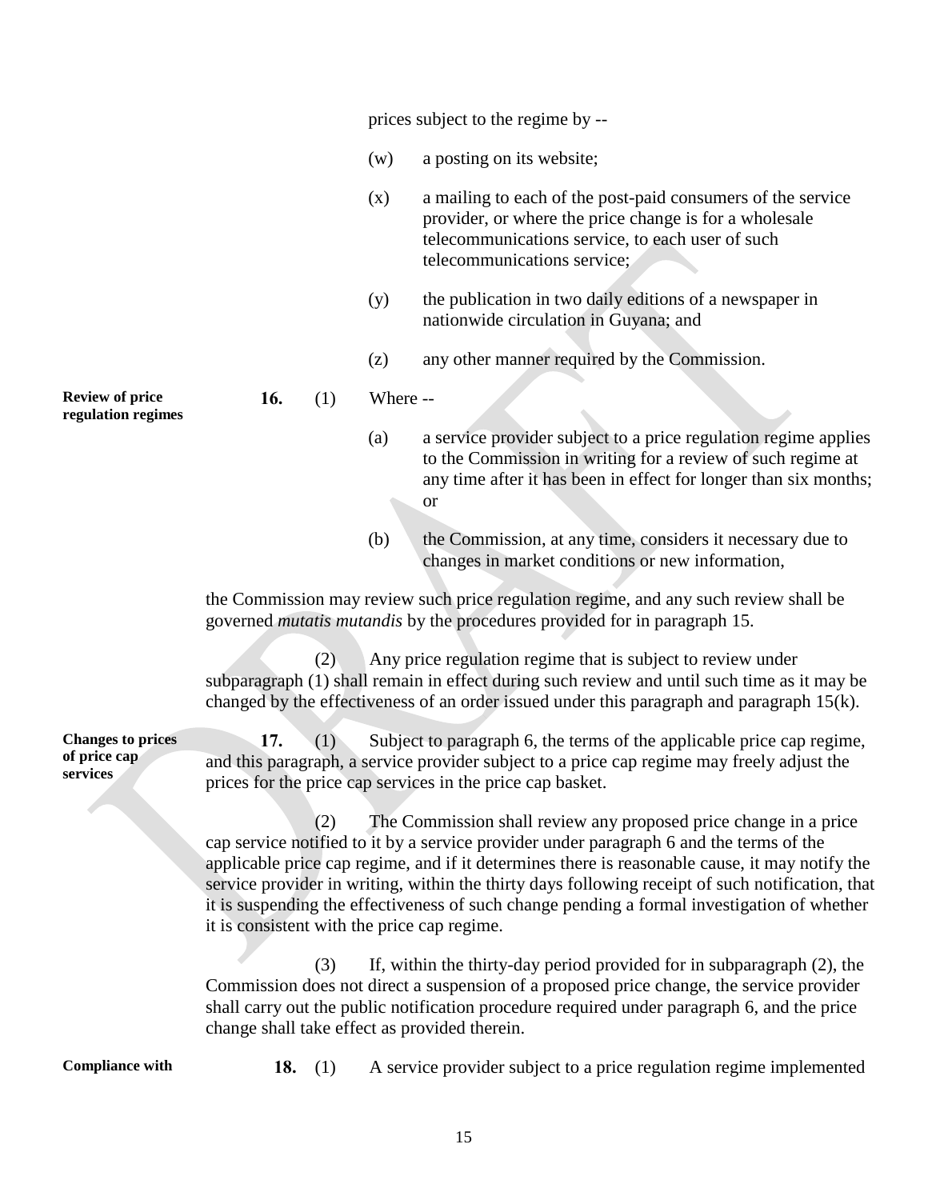prices subject to the regime by --

(w) a posting on its website;

(x) a mailing to each of the post-paid consumers of the service provider, or where the price change is for a wholesale telecommunications service, to each user of such telecommunications service;

(y) the publication in two daily editions of a newspaper in nationwide circulation in Guyana; and

(z) any other manner required by the Commission.

**Review of price regulation regimes**

**16.** (1) Where --

(a) a service provider subject to a price regulation regime applies to the Commission in writing for a review of such regime at any time after it has been in effect for longer than six months; or

(b) the Commission, at any time, considers it necessary due to changes in market conditions or new information,

the Commission may review such price regulation regime, and any such review shall be governed *mutatis mutandis* by the procedures provided for in paragraph 15.

(2) Any price regulation regime that is subject to review under subparagraph (1) shall remain in effect during such review and until such time as it may be changed by the effectiveness of an order issued under this paragraph and paragraph 15(k).

**Changes to prices of price cap services**

**17.** (1) Subject to paragraph 6, the terms of the applicable price cap regime, and this paragraph, a service provider subject to a price cap regime may freely adjust the prices for the price cap services in the price cap basket.

(2) The Commission shall review any proposed price change in a price cap service notified to it by a service provider under paragraph 6 and the terms of the applicable price cap regime, and if it determines there is reasonable cause, it may notify the service provider in writing, within the thirty days following receipt of such notification, that it is suspending the effectiveness of such change pending a formal investigation of whether it is consistent with the price cap regime.

(3) If, within the thirty-day period provided for in subparagraph (2), the Commission does not direct a suspension of a proposed price change, the service provider shall carry out the public notification procedure required under paragraph 6, and the price change shall take effect as provided therein.

**Compliance with**

**18.** (1) A service provider subject to a price regulation regime implemented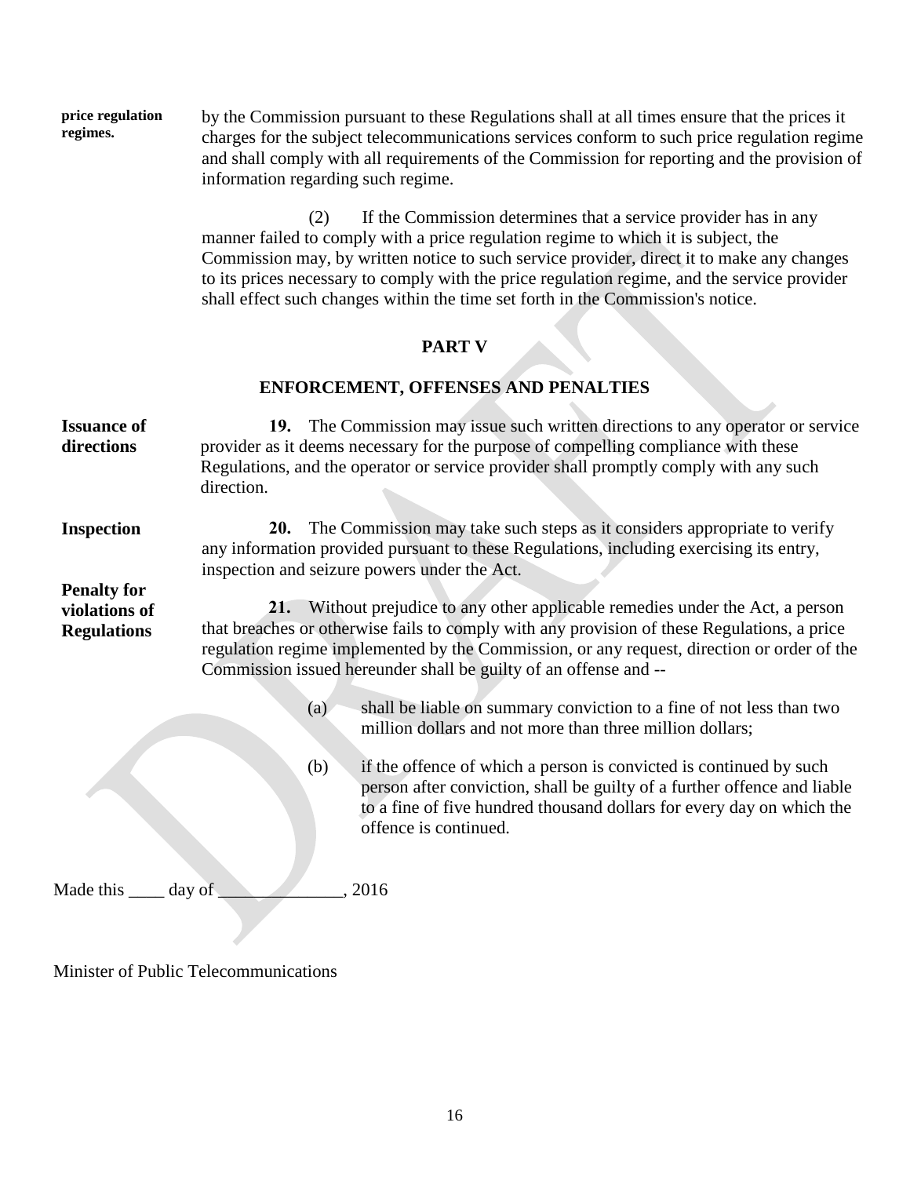**price regulation regimes.** by the Commission pursuant to these Regulations shall at all times ensure that the prices it charges for the subject telecommunications services conform to such price regulation regime and shall comply with all requirements of the Commission for reporting and the provision of information regarding such regime.

(2) If the Commission determines that a service provider has in any manner failed to comply with a price regulation regime to which it is subject, the Commission may, by written notice to such service provider, direct it to make any changes to its prices necessary to comply with the price regulation regime, and the service provider shall effect such changes within the time set forth in the Commission's notice.

## PART V

## ENFORCEMENT, OFFENSES AND PENALTIES

**Issuance of directions**

**19.** The Commission may issue such written directions to any operator or service provider as it deems necessary for the purpose of compelling compliance with these Regulations, and the operator or service provider shall promptly comply with any such direction.

**Inspection**

**20.** The Commission may take such steps as it considers appropriate to verify any information provided pursuant to these Regulations, including exercising its entry, inspection and seizure powers under the Act.

**Penalty for violations of Regulations**

**21.** Without prejudice to any other applicable remedies under the Act, a person that breaches or otherwise fails to comply with any provision of these Regulations, a price regulation regime implemented by the Commission, or any request, direction or order of the Commission issued hereunder shall be guilty of an offense and --

(a) shall be liable on summary conviction to a fine of not less than two million dollars and not more than three million dollars;

(b) if the offence of which a person is convicted is continued by such person after conviction, shall be guilty of a further offence and liable to a fine of five hundred thousand dollars for every day on which the offence is continued.

Made this ____ day of ______________, 2016

Minister of Public Telecommunications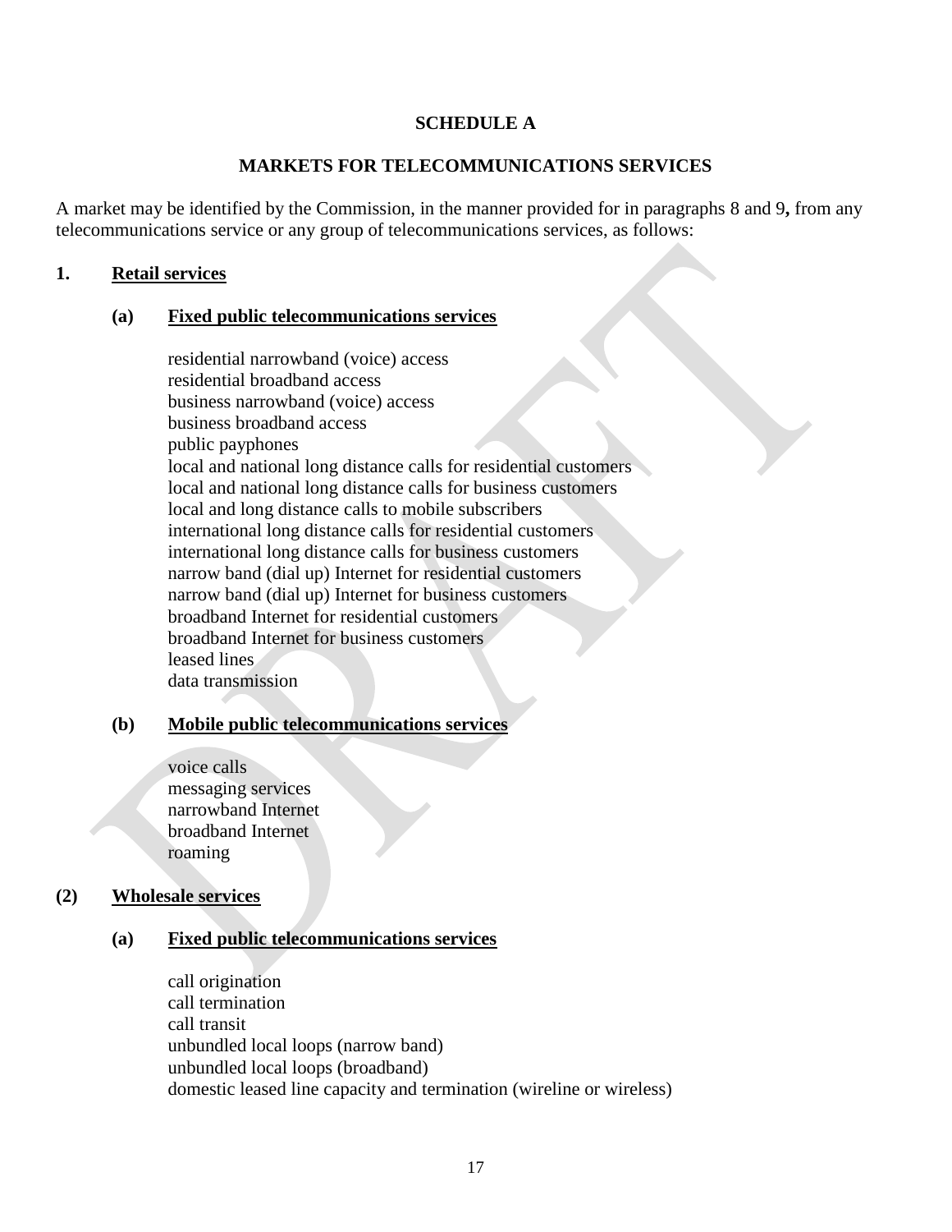# SCHEDULE A

## MARKETS FOR TELECOMMUNICATIONS SERVICES

A market may be identified by the Commission, in the manner provided for in paragraphs 8 and 9**,** from any telecommunications service or any group of telecommunications services, as follows:

### 1. Retail services

#### (a) Fixed public telecommunications services

residential narrowband (voice) access
residential broadband access
business narrowband (voice) access
business broadband access
public payphones
local and national long distance calls for residential customers
local and national long distance calls for business customers
local and long distance calls to mobile subscribers
international long distance calls for residential customers
international long distance calls for business customers
narrow band (dial up) Internet for residential customers
narrow band (dial up) Internet for business customers
broadband Internet for residential customers
broadband Internet for business customers
leased lines
data transmission

#### (b) Mobile public telecommunications services

voice calls
messaging services
narrowband Internet
broadband Internet
roaming

### (2) Wholesale services

#### (a) Fixed public telecommunications services

call origination
call termination
call transit
unbundled local loops (narrow band)
unbundled local loops (broadband)
domestic leased line capacity and termination (wireline or wireless)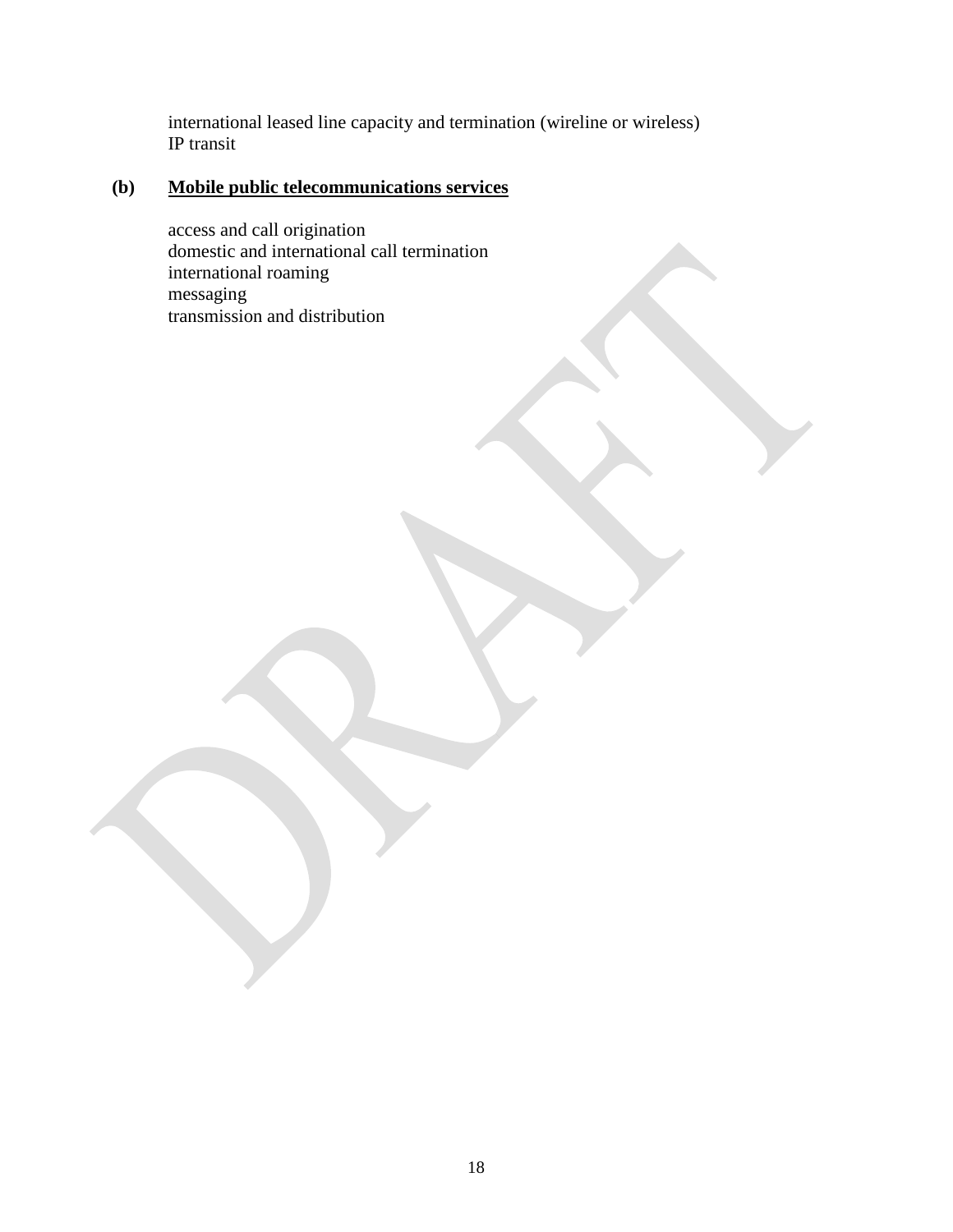international leased line capacity and termination (wireline or wireless)
IP transit

**(b) <u>Mobile public telecommunications services</u>**

access and call origination
domestic and international call termination
international roaming
messaging
transmission and distribution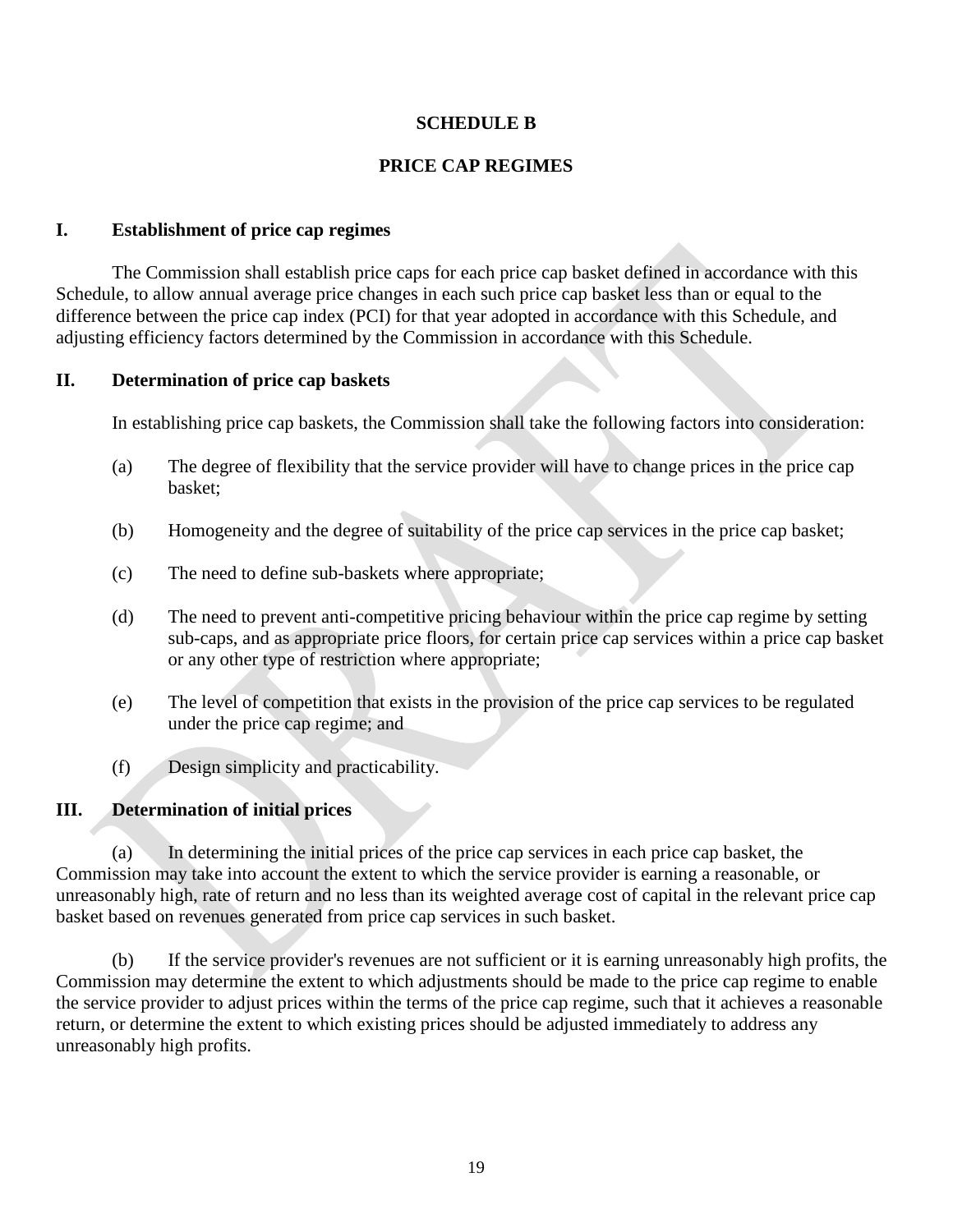# SCHEDULE B

## PRICE CAP REGIMES

### I. Establishment of price cap regimes

The Commission shall establish price caps for each price cap basket defined in accordance with this Schedule, to allow annual average price changes in each such price cap basket less than or equal to the difference between the price cap index (PCI) for that year adopted in accordance with this Schedule, and adjusting efficiency factors determined by the Commission in accordance with this Schedule.

### II. Determination of price cap baskets

In establishing price cap baskets, the Commission shall take the following factors into consideration:

(a) The degree of flexibility that the service provider will have to change prices in the price cap basket;

(b) Homogeneity and the degree of suitability of the price cap services in the price cap basket;

(c) The need to define sub-baskets where appropriate;

(d) The need to prevent anti-competitive pricing behaviour within the price cap regime by setting sub-caps, and as appropriate price floors, for certain price cap services within a price cap basket or any other type of restriction where appropriate;

(e) The level of competition that exists in the provision of the price cap services to be regulated under the price cap regime; and

(f) Design simplicity and practicability.

### III. Determination of initial prices

(a) In determining the initial prices of the price cap services in each price cap basket, the Commission may take into account the extent to which the service provider is earning a reasonable, or unreasonably high, rate of return and no less than its weighted average cost of capital in the relevant price cap basket based on revenues generated from price cap services in such basket.

(b) If the service provider's revenues are not sufficient or it is earning unreasonably high profits, the Commission may determine the extent to which adjustments should be made to the price cap regime to enable the service provider to adjust prices within the terms of the price cap regime, such that it achieves a reasonable return, or determine the extent to which existing prices should be adjusted immediately to address any unreasonably high profits.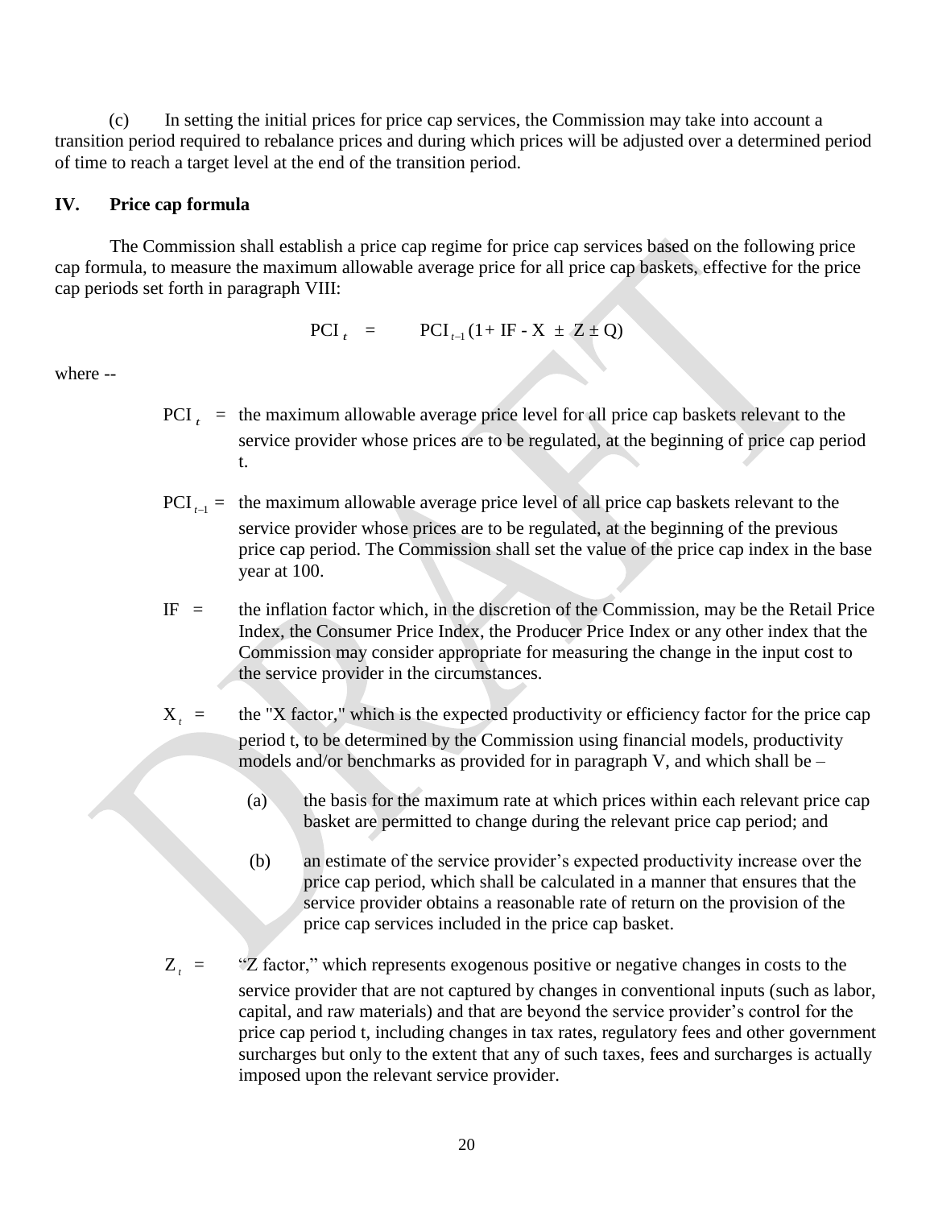(c) In setting the initial prices for price cap services, the Commission may take into account a transition period required to rebalance prices and during which prices will be adjusted over a determined period of time to reach a target level at the end of the transition period.

## IV. Price cap formula

The Commission shall establish a price cap regime for price cap services based on the following price cap formula, to measure the maximum allowable average price for all price cap baskets, effective for the price cap periods set forth in paragraph VIII:

$$\text{PCI}_t = \text{PCI}_{t-1}(1 + \text{IF} - \text{X} \pm \text{Z} \pm \text{Q})$$

where --

$\text{PCI}_t$ = the maximum allowable average price level for all price cap baskets relevant to the service provider whose prices are to be regulated, at the beginning of price cap period t.

$\text{PCI}_{t-1}$ = the maximum allowable average price level of all price cap baskets relevant to the service provider whose prices are to be regulated, at the beginning of the previous price cap period. The Commission shall set the value of the price cap index in the base year at 100.

IF = the inflation factor which, in the discretion of the Commission, may be the Retail Price Index, the Consumer Price Index, the Producer Price Index or any other index that the Commission may consider appropriate for measuring the change in the input cost to the service provider in the circumstances.

$\text{X}_t$ = the "X factor," which is the expected productivity or efficiency factor for the price cap period t, to be determined by the Commission using financial models, productivity models and/or benchmarks as provided for in paragraph V, and which shall be –

(a) the basis for the maximum rate at which prices within each relevant price cap basket are permitted to change during the relevant price cap period; and

(b) an estimate of the service provider's expected productivity increase over the price cap period, which shall be calculated in a manner that ensures that the service provider obtains a reasonable rate of return on the provision of the price cap services included in the price cap basket.

$\text{Z}_t$ = "Z factor," which represents exogenous positive or negative changes in costs to the service provider that are not captured by changes in conventional inputs (such as labor, capital, and raw materials) and that are beyond the service provider's control for the price cap period t, including changes in tax rates, regulatory fees and other government surcharges but only to the extent that any of such taxes, fees and surcharges is actually imposed upon the relevant service provider.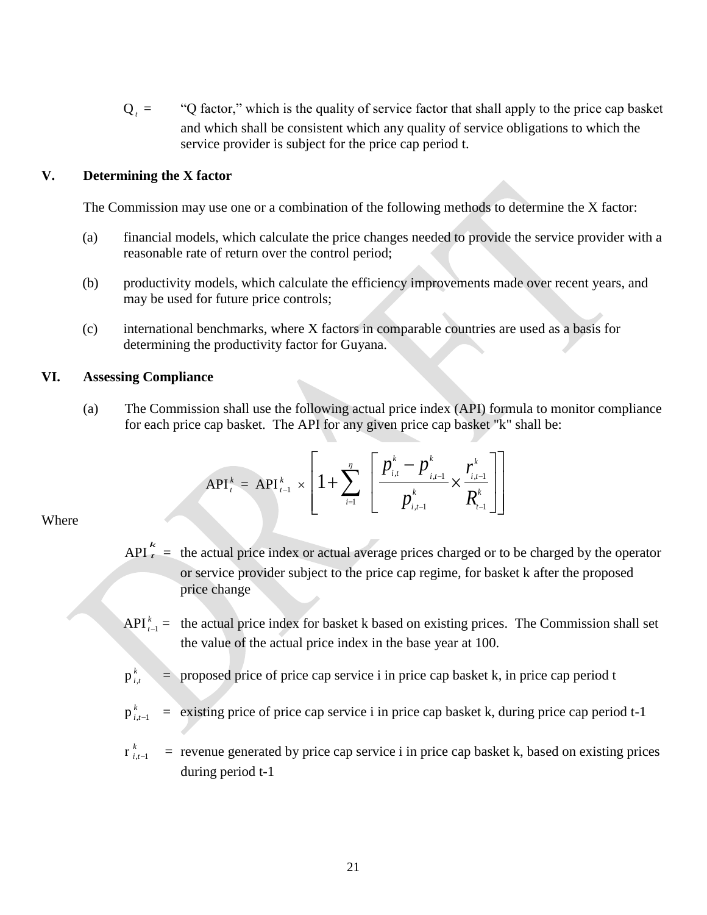$Q_t$ = "Q factor," which is the quality of service factor that shall apply to the price cap basket and which shall be consistent which any quality of service obligations to which the service provider is subject for the price cap period t.

## V. Determining the X factor

The Commission may use one or a combination of the following methods to determine the X factor:

(a) financial models, which calculate the price changes needed to provide the service provider with a reasonable rate of return over the control period;

(b) productivity models, which calculate the efficiency improvements made over recent years, and may be used for future price controls;

(c) international benchmarks, where X factors in comparable countries are used as a basis for determining the productivity factor for Guyana.

## VI. Assessing Compliance

(a) The Commission shall use the following actual price index (API) formula to monitor compliance for each price cap basket. The API for any given price cap basket "k" shall be:

$$\text{API}_t^k = \text{API}_{t-1}^k \times \left[ 1 + \sum_{i=1}^{\eta} \left[ \frac{p_{i,t}^k - p_{i,t-1}^k}{p_{i,t-1}^k} \times \frac{r_{i,t-1}^k}{R_{t-1}^k} \right] \right]$$

Where

$\text{API}_t^k$ = the actual price index or actual average prices charged or to be charged by the operator or service provider subject to the price cap regime, for basket k after the proposed price change

$\text{API}_{t-1}^k$ = the actual price index for basket k based on existing prices. The Commission shall set the value of the actual price index in the base year at 100.

$p_{i,t}^k$ = proposed price of price cap service i in price cap basket k, in price cap period t

$p_{i,t-1}^k$ = existing price of price cap service i in price cap basket k, during price cap period t-1

$r_{i,t-1}^k$ = revenue generated by price cap service i in price cap basket k, based on existing prices during period t-1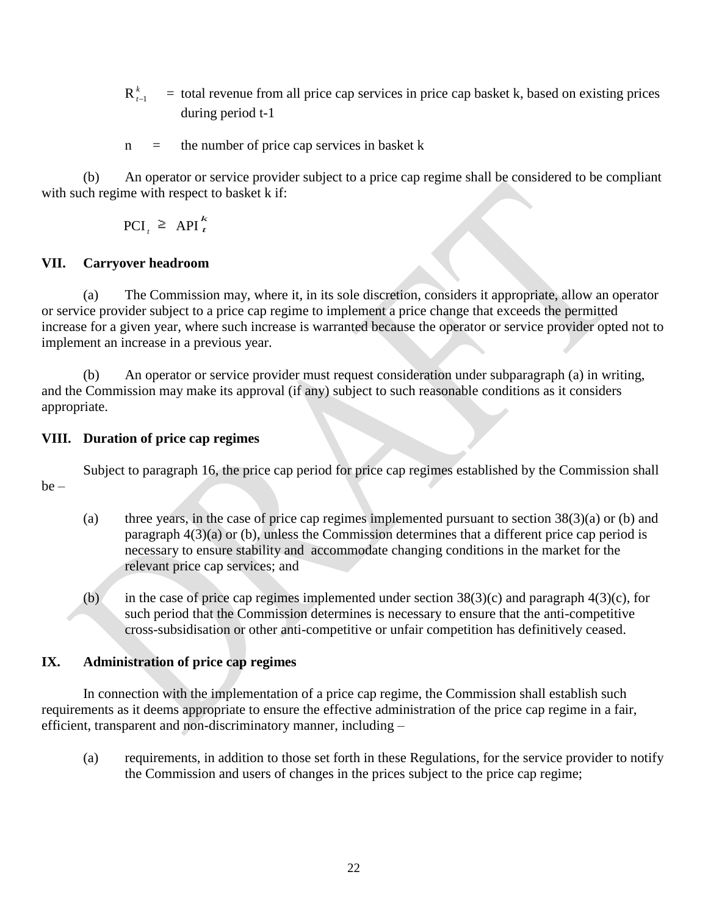$R_{t-1}^{k}$ = total revenue from all price cap services in price cap basket k, based on existing prices during period t-1

n = the number of price cap services in basket k

(b) An operator or service provider subject to a price cap regime shall be considered to be compliant with such regime with respect to basket k if:

$$PCI_t \geq API_t^k$$

## VII. Carryover headroom

(a) The Commission may, where it, in its sole discretion, considers it appropriate, allow an operator or service provider subject to a price cap regime to implement a price change that exceeds the permitted increase for a given year, where such increase is warranted because the operator or service provider opted not to implement an increase in a previous year.

(b) An operator or service provider must request consideration under subparagraph (a) in writing, and the Commission may make its approval (if any) subject to such reasonable conditions as it considers appropriate.

## VIII. Duration of price cap regimes

Subject to paragraph 16, the price cap period for price cap regimes established by the Commission shall be –

(a) three years, in the case of price cap regimes implemented pursuant to section 38(3)(a) or (b) and paragraph 4(3)(a) or (b), unless the Commission determines that a different price cap period is necessary to ensure stability and accommodate changing conditions in the market for the relevant price cap services; and

(b) in the case of price cap regimes implemented under section 38(3)(c) and paragraph 4(3)(c), for such period that the Commission determines is necessary to ensure that the anti-competitive cross-subsidisation or other anti-competitive or unfair competition has definitively ceased.

## IX. Administration of price cap regimes

In connection with the implementation of a price cap regime, the Commission shall establish such requirements as it deems appropriate to ensure the effective administration of the price cap regime in a fair, efficient, transparent and non-discriminatory manner, including –

(a) requirements, in addition to those set forth in these Regulations, for the service provider to notify the Commission and users of changes in the prices subject to the price cap regime;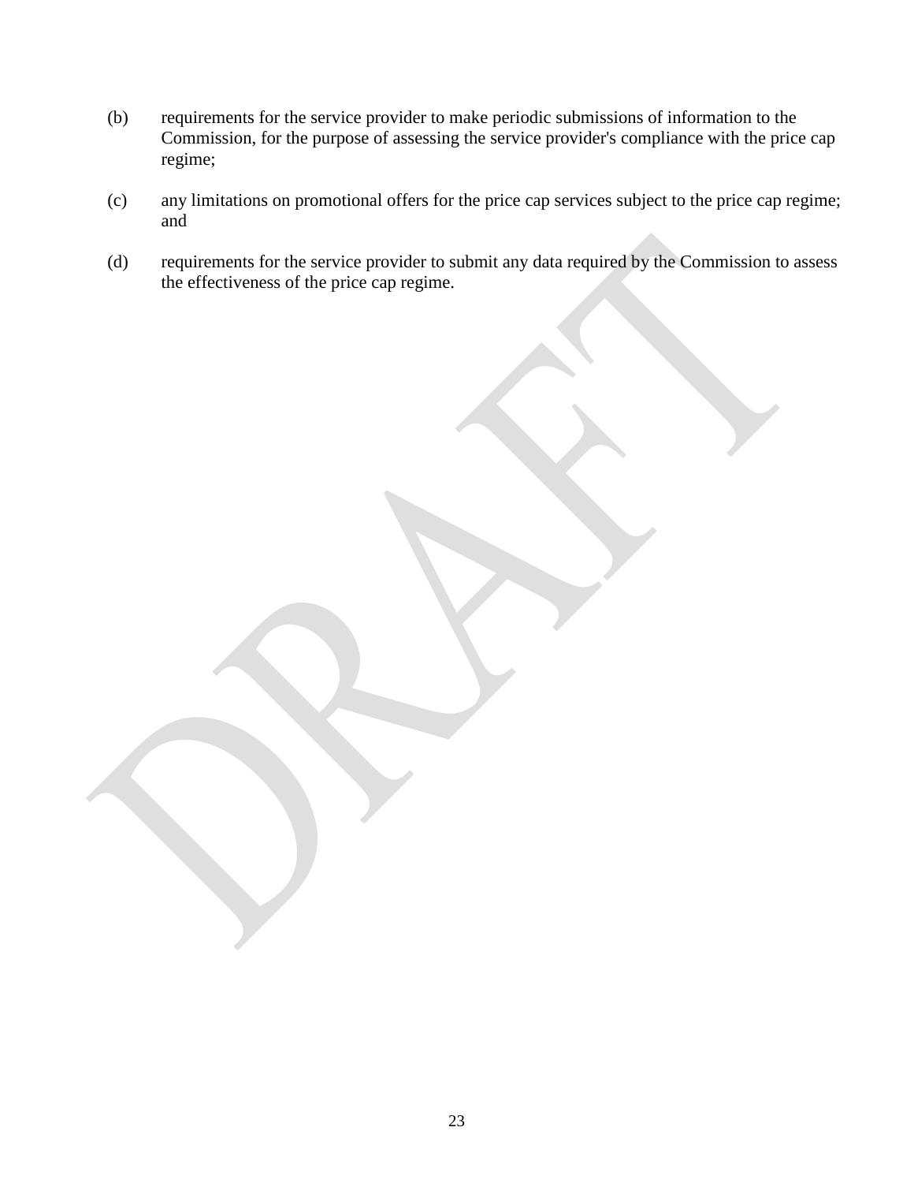(b) requirements for the service provider to make periodic submissions of information to the Commission, for the purpose of assessing the service provider's compliance with the price cap regime;

(c) any limitations on promotional offers for the price cap services subject to the price cap regime; and

(d) requirements for the service provider to submit any data required by the Commission to assess the effectiveness of the price cap regime.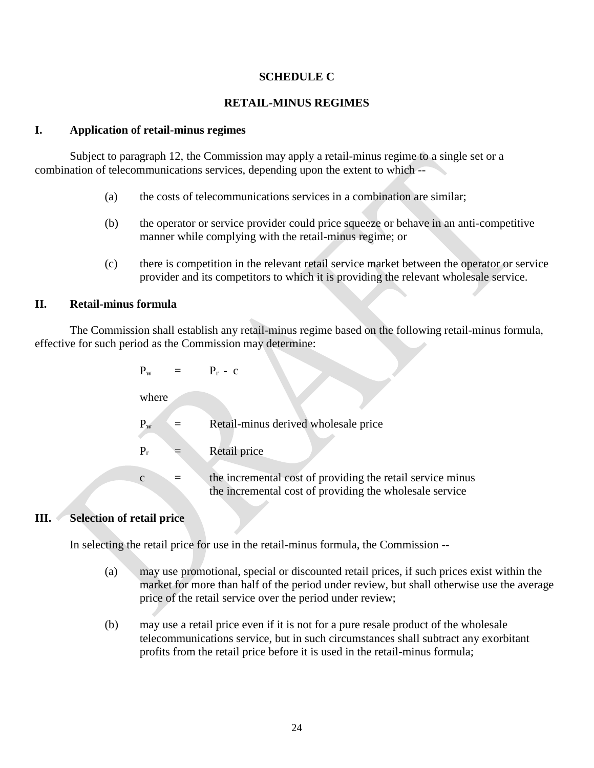**SCHEDULE C**

**RETAIL-MINUS REGIMES**

## I. Application of retail-minus regimes

Subject to paragraph 12, the Commission may apply a retail-minus regime to a single set or a combination of telecommunications services, depending upon the extent to which --

(a) the costs of telecommunications services in a combination are similar;

(b) the operator or service provider could price squeeze or behave in an anti-competitive manner while complying with the retail-minus regime; or

(c) there is competition in the relevant retail service market between the operator or service provider and its competitors to which it is providing the relevant wholesale service.

## II. Retail-minus formula

The Commission shall establish any retail-minus regime based on the following retail-minus formula, effective for such period as the Commission may determine:

$$P_w = P_r - c$$

where

$P_w$ = Retail-minus derived wholesale price

$P_r$ = Retail price

$c$ = the incremental cost of providing the retail service minus the incremental cost of providing the wholesale service

## III. Selection of retail price

In selecting the retail price for use in the retail-minus formula, the Commission --

(a) may use promotional, special or discounted retail prices, if such prices exist within the market for more than half of the period under review, but shall otherwise use the average price of the retail service over the period under review;

(b) may use a retail price even if it is not for a pure resale product of the wholesale telecommunications service, but in such circumstances shall subtract any exorbitant profits from the retail price before it is used in the retail-minus formula;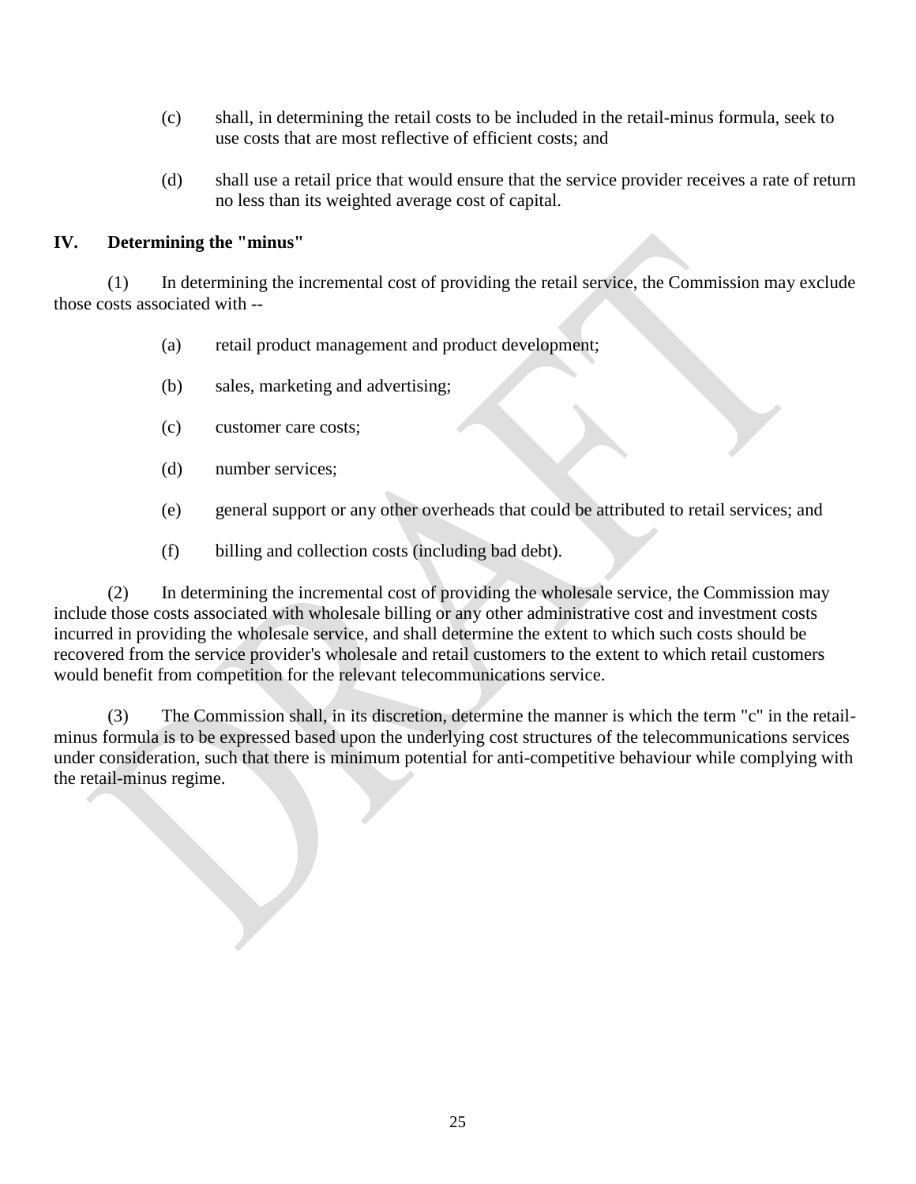(c) shall, in determining the retail costs to be included in the retail-minus formula, seek to use costs that are most reflective of efficient costs; and

(d) shall use a retail price that would ensure that the service provider receives a rate of return no less than its weighted average cost of capital.

## IV. Determining the "minus"

(1) In determining the incremental cost of providing the retail service, the Commission may exclude those costs associated with --

(a) retail product management and product development;

(b) sales, marketing and advertising;

(c) customer care costs;

(d) number services;

(e) general support or any other overheads that could be attributed to retail services; and

(f) billing and collection costs (including bad debt).

(2) In determining the incremental cost of providing the wholesale service, the Commission may include those costs associated with wholesale billing or any other administrative cost and investment costs incurred in providing the wholesale service, and shall determine the extent to which such costs should be recovered from the service provider's wholesale and retail customers to the extent to which retail customers would benefit from competition for the relevant telecommunications service.

(3) The Commission shall, in its discretion, determine the manner is which the term "c" in the retail-minus formula is to be expressed based upon the underlying cost structures of the telecommunications services under consideration, such that there is minimum potential for anti-competitive behaviour while complying with the retail-minus regime.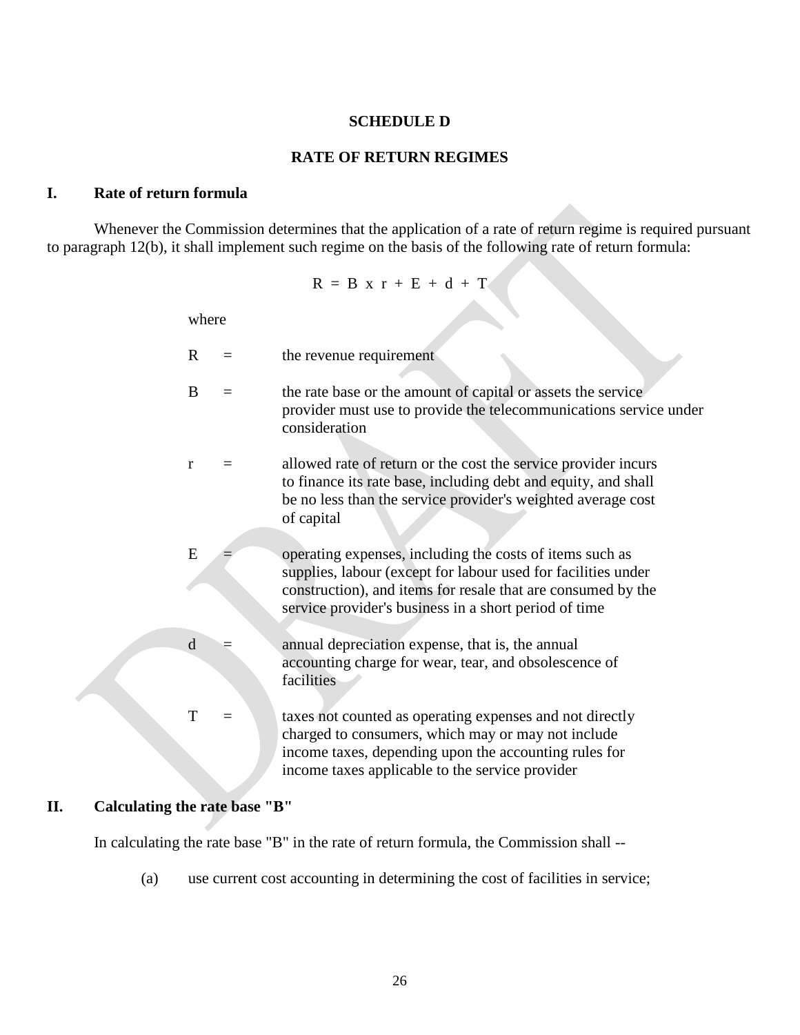# SCHEDULE D

## RATE OF RETURN REGIMES

### I. Rate of return formula

Whenever the Commission determines that the application of a rate of return regime is required pursuant to paragraph 12(b), it shall implement such regime on the basis of the following rate of return formula:

$$R = B \times r + E + d + T$$

where

$R$ = the revenue requirement

$B$ = the rate base or the amount of capital or assets the service provider must use to provide the telecommunications service under consideration

$r$ = allowed rate of return or the cost the service provider incurs to finance its rate base, including debt and equity, and shall be no less than the service provider's weighted average cost of capital

$E$ = operating expenses, including the costs of items such as supplies, labour (except for labour used for facilities under construction), and items for resale that are consumed by the service provider's business in a short period of time

$d$ = annual depreciation expense, that is, the annual accounting charge for wear, tear, and obsolescence of facilities

$T$ = taxes not counted as operating expenses and not directly charged to consumers, which may or may not include income taxes, depending upon the accounting rules for income taxes applicable to the service provider

### II. Calculating the rate base "B"

In calculating the rate base "B" in the rate of return formula, the Commission shall --

(a) use current cost accounting in determining the cost of facilities in service;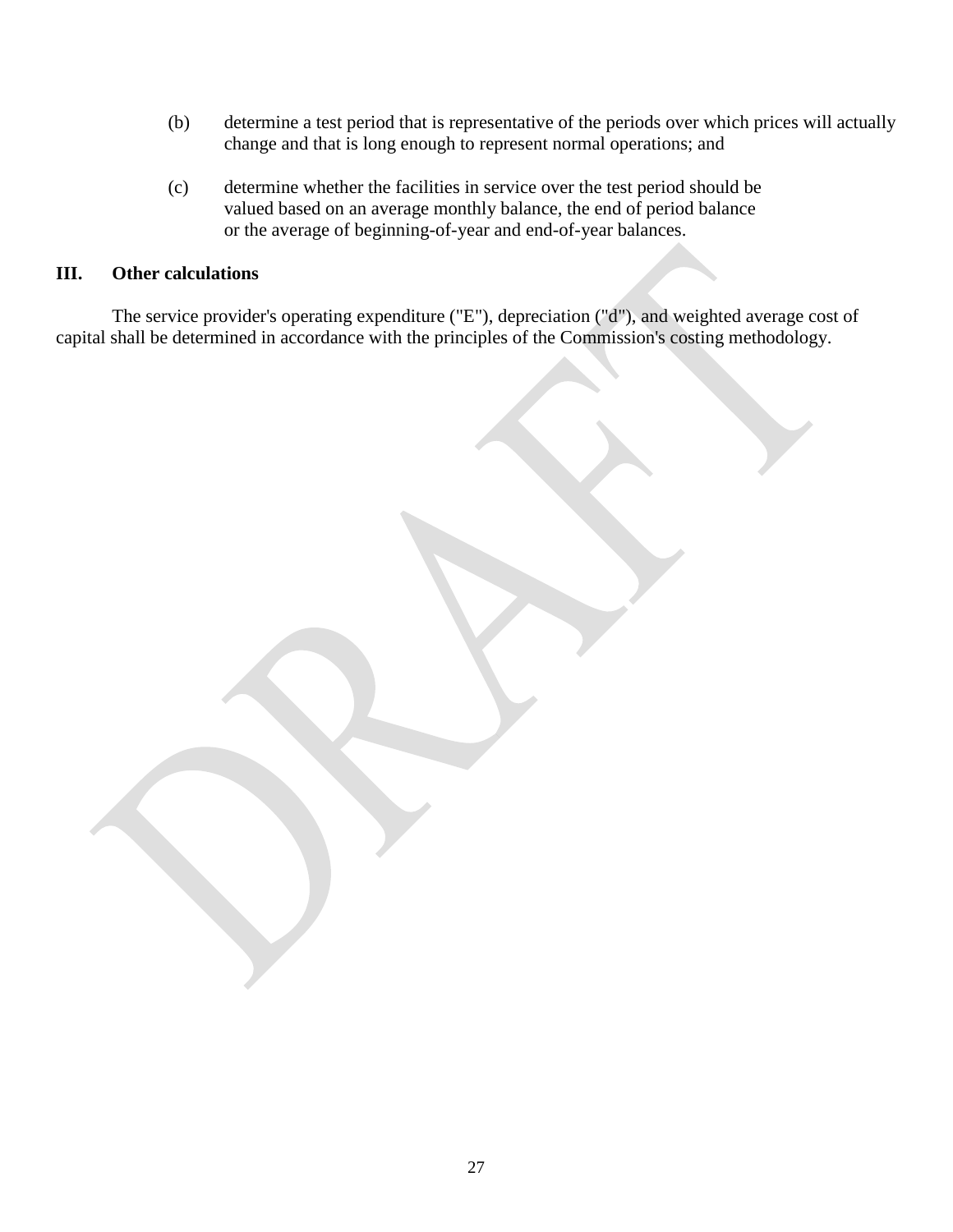(b) determine a test period that is representative of the periods over which prices will actually change and that is long enough to represent normal operations; and

(c) determine whether the facilities in service over the test period should be valued based on an average monthly balance, the end of period balance or the average of beginning-of-year and end-of-year balances.

## III. Other calculations

The service provider's operating expenditure ("E"), depreciation ("d"), and weighted average cost of capital shall be determined in accordance with the principles of the Commission's costing methodology.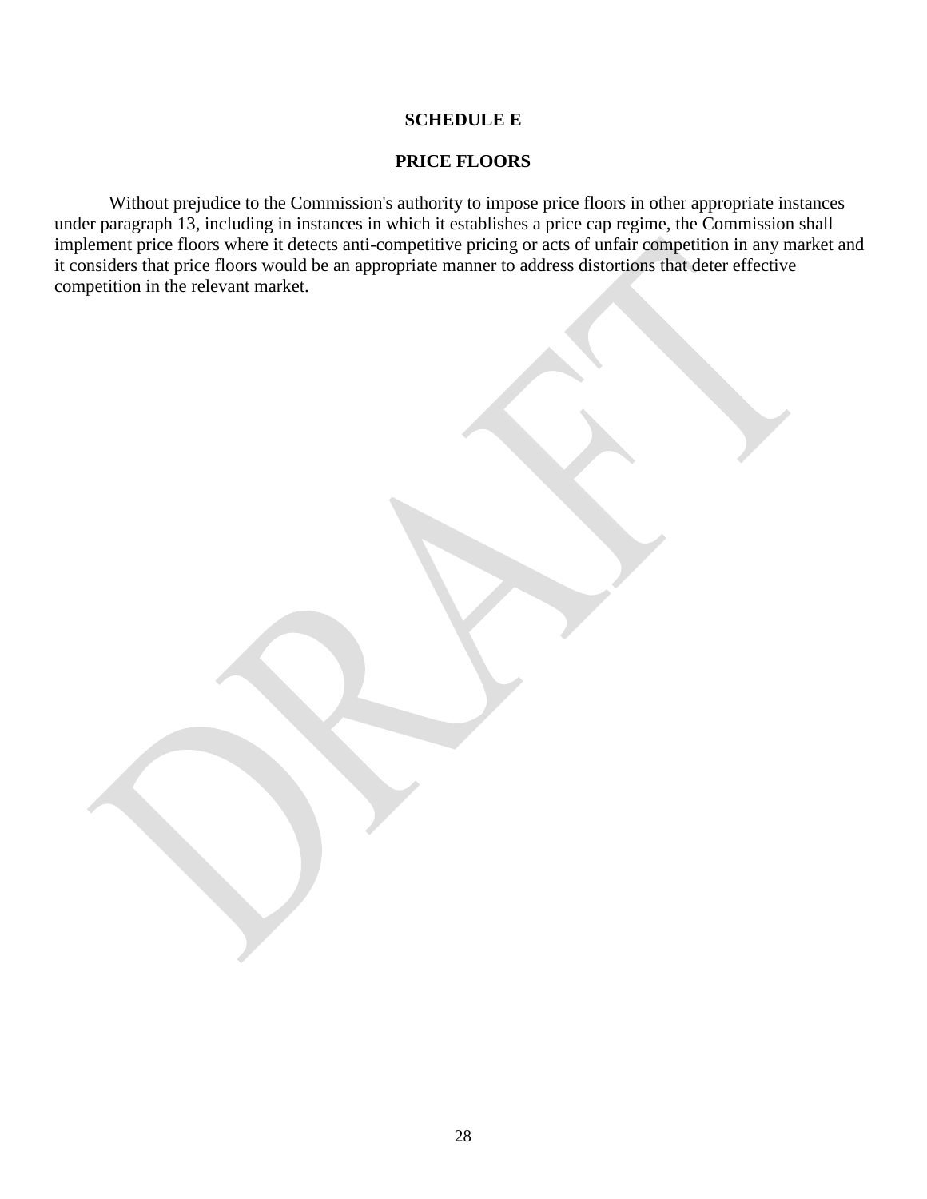## SCHEDULE E

## PRICE FLOORS

Without prejudice to the Commission's authority to impose price floors in other appropriate instances under paragraph 13, including in instances in which it establishes a price cap regime, the Commission shall implement price floors where it detects anti-competitive pricing or acts of unfair competition in any market and it considers that price floors would be an appropriate manner to address distortions that deter effective competition in the relevant market.